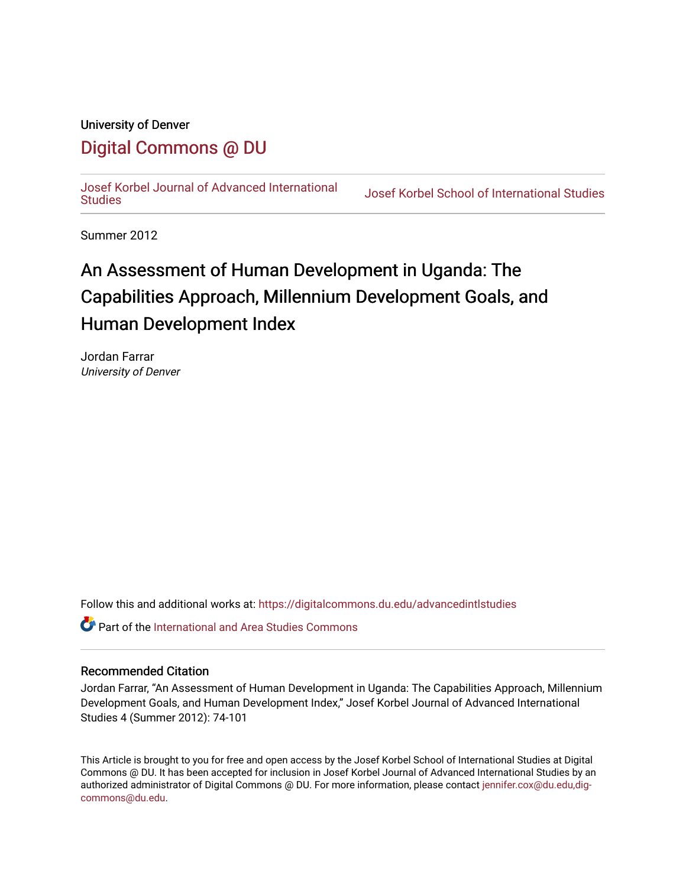University of Denver

# Digital Commons @ DU

Josef Korbel Journal of Advanced International Studies | Josef Korbel School of International Studies

Summer 2012

# An Assessment of Human Development in Uganda: The Capabilities Approach, Millennium Development Goals, and Human Development Index

Jordan Farrar
*University of Denver*

Follow this and additional works at: https://digitalcommons.du.edu/advancedintlstudies

Part of the International and Area Studies Commons

## Recommended Citation

Jordan Farrar, "An Assessment of Human Development in Uganda: The Capabilities Approach, Millennium Development Goals, and Human Development Index," Josef Korbel Journal of Advanced International Studies 4 (Summer 2012): 74-101

This Article is brought to you for free and open access by the Josef Korbel School of International Studies at Digital Commons @ DU. It has been accepted for inclusion in Josef Korbel Journal of Advanced International Studies by an authorized administrator of Digital Commons @ DU. For more information, please contact jennifer.cox@du.edu,dig-commons@du.edu.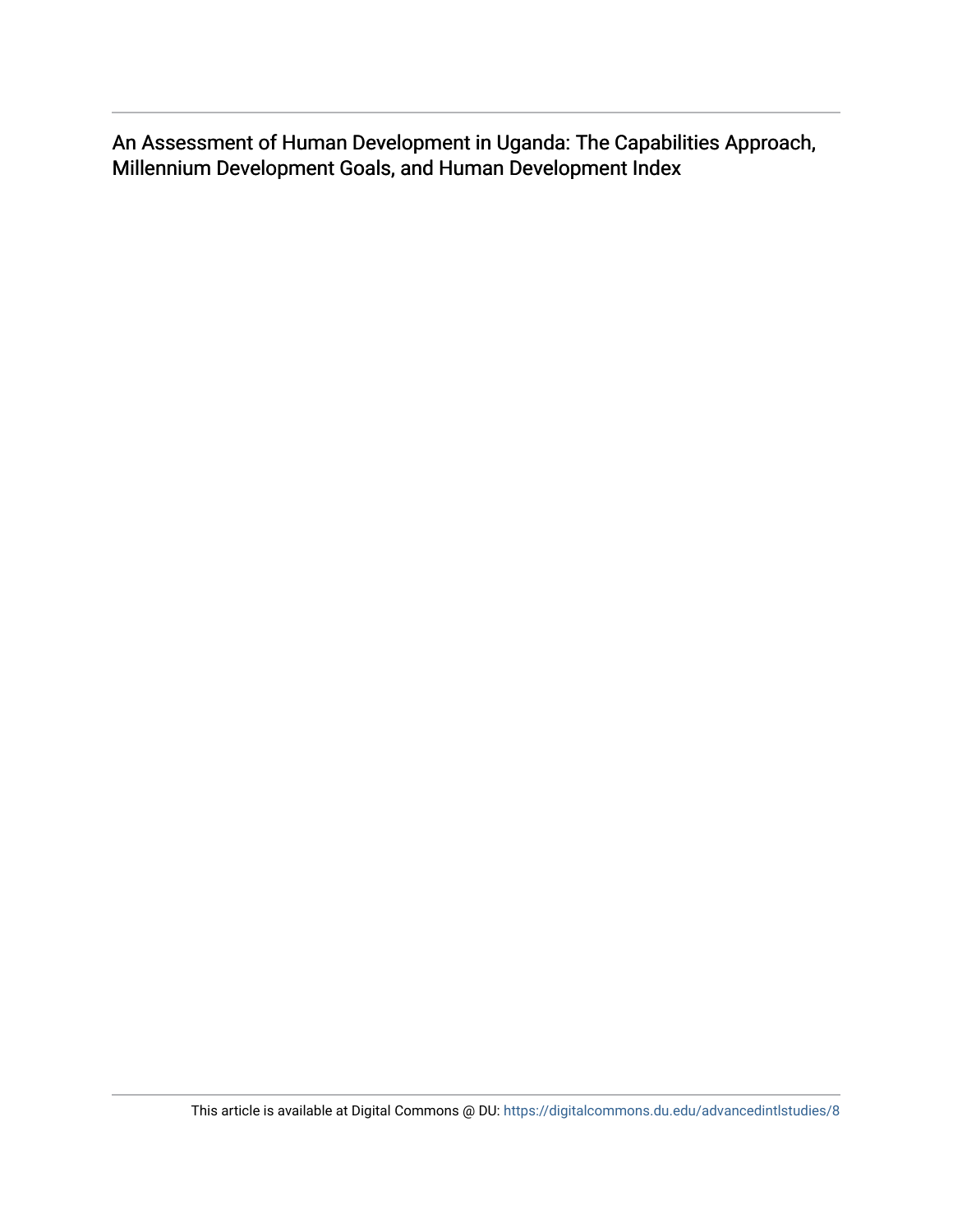An Assessment of Human Development in Uganda: The Capabilities Approach, Millennium Development Goals, and Human Development Index

This article is available at Digital Commons @ DU: https://digitalcommons.du.edu/advancedintlstudies/8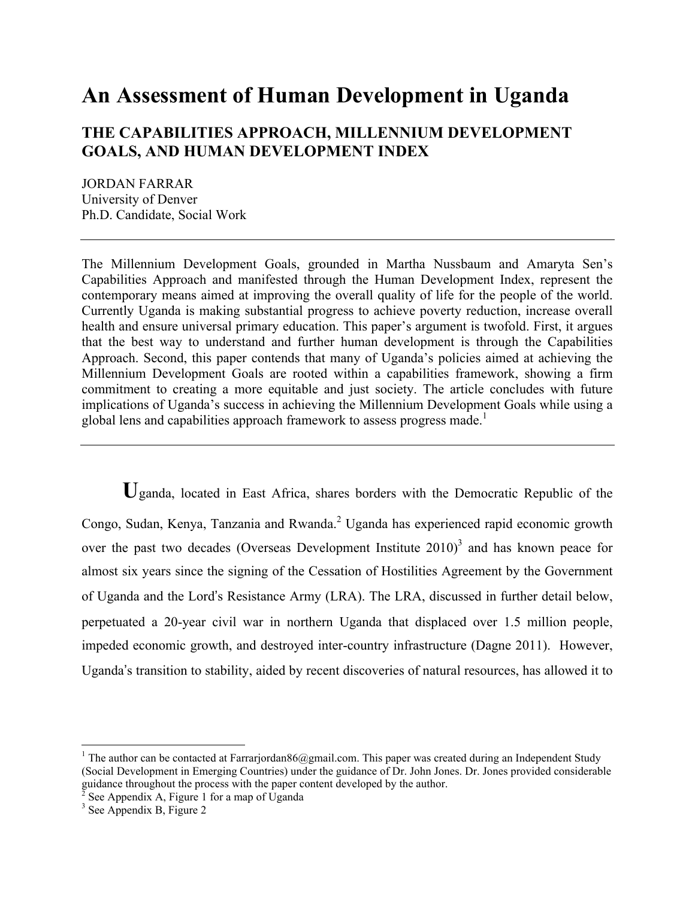# An Assessment of Human Development in Uganda

## THE CAPABILITIES APPROACH, MILLENNIUM DEVELOPMENT GOALS, AND HUMAN DEVELOPMENT INDEX

JORDAN FARRAR
University of Denver
Ph.D. Candidate, Social Work

---

The Millennium Development Goals, grounded in Martha Nussbaum and Amaryta Sen's Capabilities Approach and manifested through the Human Development Index, represent the contemporary means aimed at improving the overall quality of life for the people of the world. Currently Uganda is making substantial progress to achieve poverty reduction, increase overall health and ensure universal primary education. This paper's argument is twofold. First, it argues that the best way to understand and further human development is through the Capabilities Approach. Second, this paper contends that many of Uganda's policies aimed at achieving the Millennium Development Goals are rooted within a capabilities framework, showing a firm commitment to creating a more equitable and just society. The article concludes with future implications of Uganda's success in achieving the Millennium Development Goals while using a global lens and capabilities approach framework to assess progress made.[1]

---

Uganda, located in East Africa, shares borders with the Democratic Republic of the Congo, Sudan, Kenya, Tanzania and Rwanda.[2] Uganda has experienced rapid economic growth over the past two decades (Overseas Development Institute 2010)[3] and has known peace for almost six years since the signing of the Cessation of Hostilities Agreement by the Government of Uganda and the Lord's Resistance Army (LRA). The LRA, discussed in further detail below, perpetuated a 20-year civil war in northern Uganda that displaced over 1.5 million people, impeded economic growth, and destroyed inter-country infrastructure (Dagne 2011). However, Uganda's transition to stability, aided by recent discoveries of natural resources, has allowed it to

---

[1] The author can be contacted at Farrarjordan86@gmail.com. This paper was created during an Independent Study (Social Development in Emerging Countries) under the guidance of Dr. John Jones. Dr. Jones provided considerable guidance throughout the process with the paper content developed by the author.

[2] See Appendix A, Figure 1 for a map of Uganda

[3] See Appendix B, Figure 2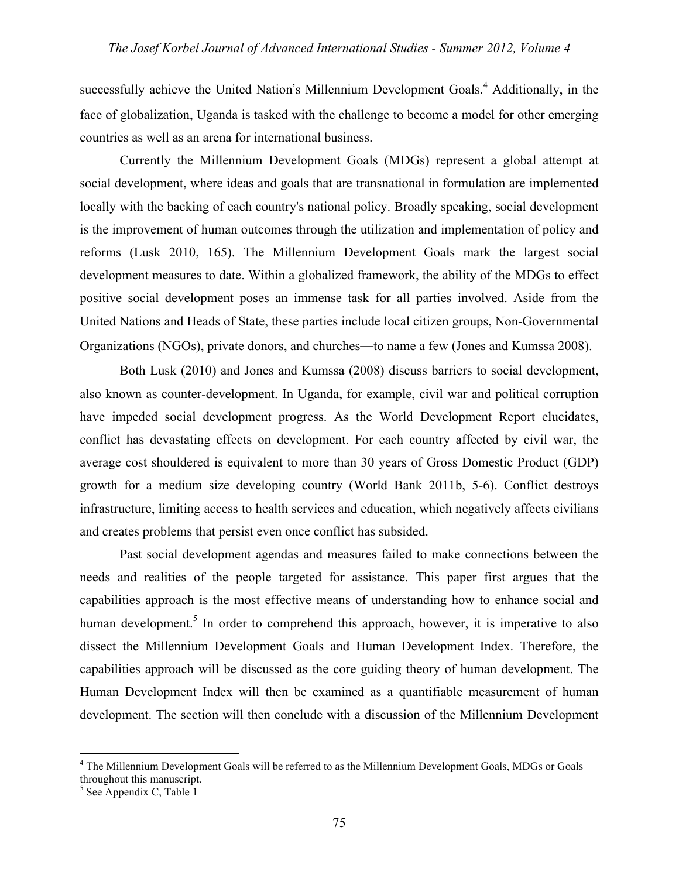successfully achieve the United Nation's Millennium Development Goals.[4] Additionally, in the face of globalization, Uganda is tasked with the challenge to become a model for other emerging countries as well as an arena for international business.

Currently the Millennium Development Goals (MDGs) represent a global attempt at social development, where ideas and goals that are transnational in formulation are implemented locally with the backing of each country's national policy. Broadly speaking, social development is the improvement of human outcomes through the utilization and implementation of policy and reforms (Lusk 2010, 165). The Millennium Development Goals mark the largest social development measures to date. Within a globalized framework, the ability of the MDGs to effect positive social development poses an immense task for all parties involved. Aside from the United Nations and Heads of State, these parties include local citizen groups, Non-Governmental Organizations (NGOs), private donors, and churches—to name a few (Jones and Kumssa 2008).

Both Lusk (2010) and Jones and Kumssa (2008) discuss barriers to social development, also known as counter-development. In Uganda, for example, civil war and political corruption have impeded social development progress. As the World Development Report elucidates, conflict has devastating effects on development. For each country affected by civil war, the average cost shouldered is equivalent to more than 30 years of Gross Domestic Product (GDP) growth for a medium size developing country (World Bank 2011b, 5-6). Conflict destroys infrastructure, limiting access to health services and education, which negatively affects civilians and creates problems that persist even once conflict has subsided.

Past social development agendas and measures failed to make connections between the needs and realities of the people targeted for assistance. This paper first argues that the capabilities approach is the most effective means of understanding how to enhance social and human development.[5] In order to comprehend this approach, however, it is imperative to also dissect the Millennium Development Goals and Human Development Index. Therefore, the capabilities approach will be discussed as the core guiding theory of human development. The Human Development Index will then be examined as a quantifiable measurement of human development. The section will then conclude with a discussion of the Millennium Development

---

[4] The Millennium Development Goals will be referred to as the Millennium Development Goals, MDGs or Goals throughout this manuscript.

[5] See Appendix C, Table 1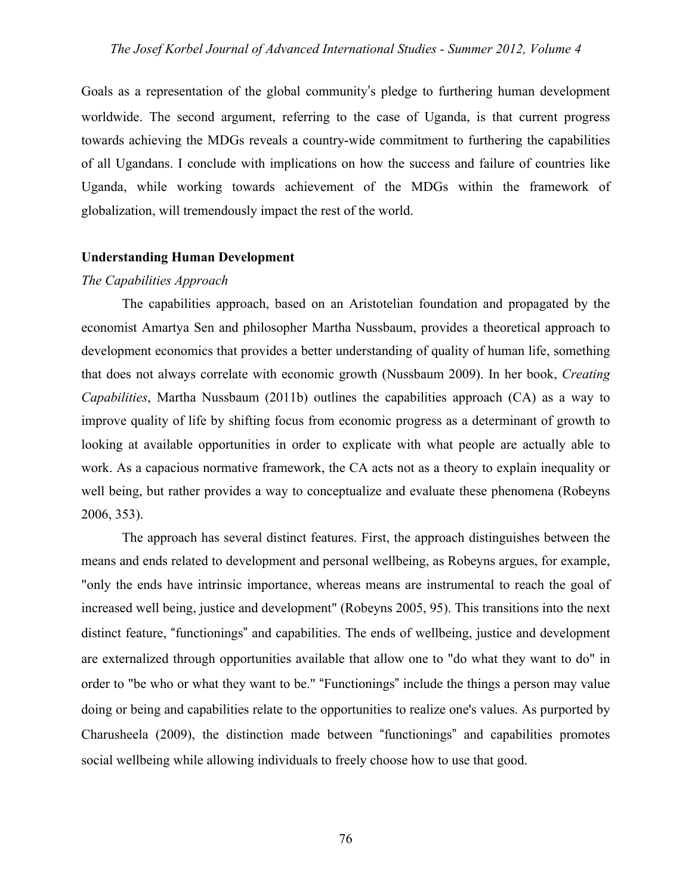Goals as a representation of the global community's pledge to furthering human development worldwide. The second argument, referring to the case of Uganda, is that current progress towards achieving the MDGs reveals a country-wide commitment to furthering the capabilities of all Ugandans. I conclude with implications on how the success and failure of countries like Uganda, while working towards achievement of the MDGs within the framework of globalization, will tremendously impact the rest of the world.

## Understanding Human Development

### *The Capabilities Approach*

The capabilities approach, based on an Aristotelian foundation and propagated by the economist Amartya Sen and philosopher Martha Nussbaum, provides a theoretical approach to development economics that provides a better understanding of quality of human life, something that does not always correlate with economic growth (Nussbaum 2009). In her book, *Creating Capabilities*, Martha Nussbaum (2011b) outlines the capabilities approach (CA) as a way to improve quality of life by shifting focus from economic progress as a determinant of growth to looking at available opportunities in order to explicate with what people are actually able to work. As a capacious normative framework, the CA acts not as a theory to explain inequality or well being, but rather provides a way to conceptualize and evaluate these phenomena (Robeyns 2006, 353).

The approach has several distinct features. First, the approach distinguishes between the means and ends related to development and personal wellbeing, as Robeyns argues, for example, "only the ends have intrinsic importance, whereas means are instrumental to reach the goal of increased well being, justice and development" (Robeyns 2005, 95). This transitions into the next distinct feature, "functionings" and capabilities. The ends of wellbeing, justice and development are externalized through opportunities available that allow one to "do what they want to do" in order to "be who or what they want to be." "Functionings" include the things a person may value doing or being and capabilities relate to the opportunities to realize one's values. As purported by Charusheela (2009), the distinction made between "functionings" and capabilities promotes social wellbeing while allowing individuals to freely choose how to use that good.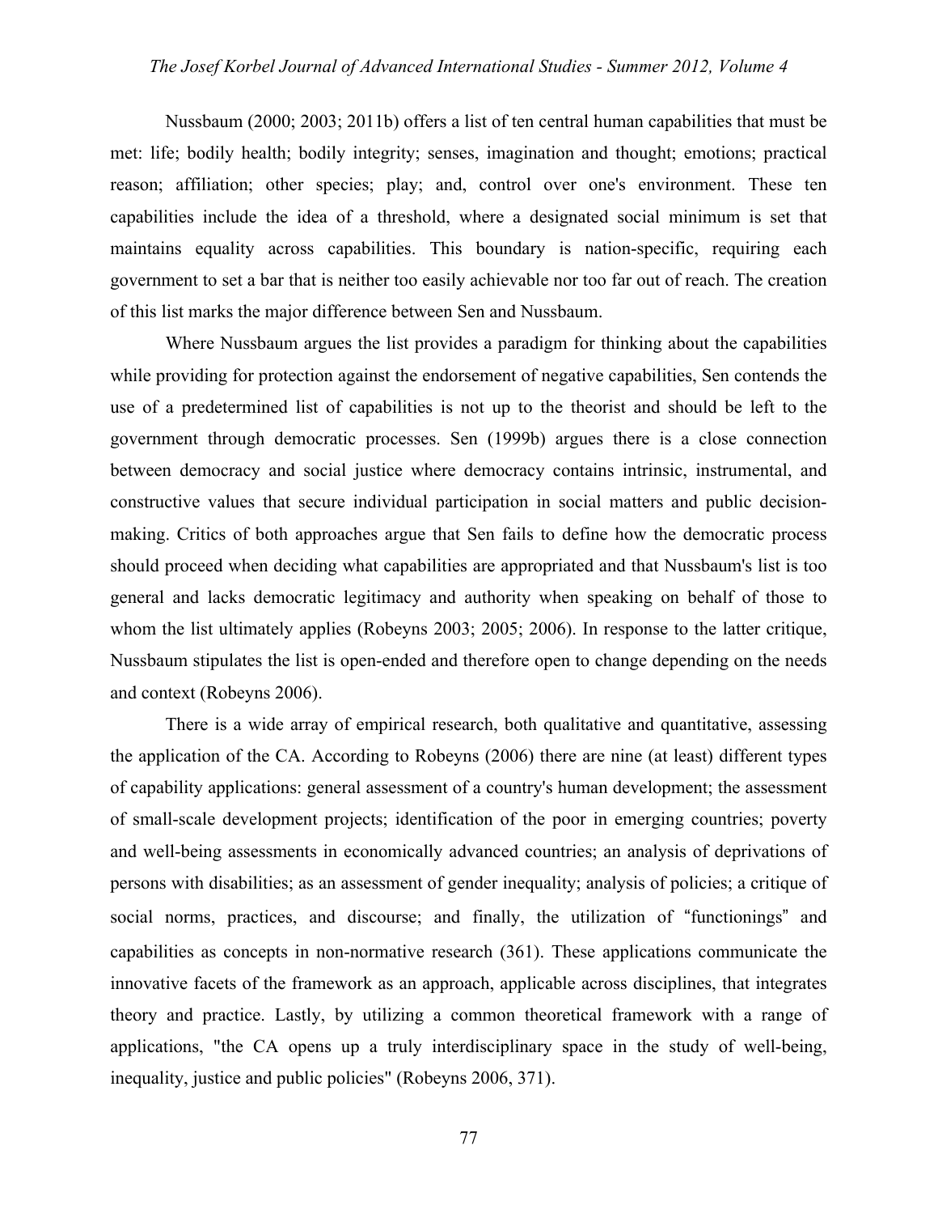Nussbaum (2000; 2003; 2011b) offers a list of ten central human capabilities that must be met: life; bodily health; bodily integrity; senses, imagination and thought; emotions; practical reason; affiliation; other species; play; and, control over one's environment. These ten capabilities include the idea of a threshold, where a designated social minimum is set that maintains equality across capabilities. This boundary is nation-specific, requiring each government to set a bar that is neither too easily achievable nor too far out of reach. The creation of this list marks the major difference between Sen and Nussbaum.

Where Nussbaum argues the list provides a paradigm for thinking about the capabilities while providing for protection against the endorsement of negative capabilities, Sen contends the use of a predetermined list of capabilities is not up to the theorist and should be left to the government through democratic processes. Sen (1999b) argues there is a close connection between democracy and social justice where democracy contains intrinsic, instrumental, and constructive values that secure individual participation in social matters and public decision-making. Critics of both approaches argue that Sen fails to define how the democratic process should proceed when deciding what capabilities are appropriated and that Nussbaum's list is too general and lacks democratic legitimacy and authority when speaking on behalf of those to whom the list ultimately applies (Robeyns 2003; 2005; 2006). In response to the latter critique, Nussbaum stipulates the list is open-ended and therefore open to change depending on the needs and context (Robeyns 2006).

There is a wide array of empirical research, both qualitative and quantitative, assessing the application of the CA. According to Robeyns (2006) there are nine (at least) different types of capability applications: general assessment of a country's human development; the assessment of small-scale development projects; identification of the poor in emerging countries; poverty and well-being assessments in economically advanced countries; an analysis of deprivations of persons with disabilities; as an assessment of gender inequality; analysis of policies; a critique of social norms, practices, and discourse; and finally, the utilization of "functionings" and capabilities as concepts in non-normative research (361). These applications communicate the innovative facets of the framework as an approach, applicable across disciplines, that integrates theory and practice. Lastly, by utilizing a common theoretical framework with a range of applications, "the CA opens up a truly interdisciplinary space in the study of well-being, inequality, justice and public policies" (Robeyns 2006, 371).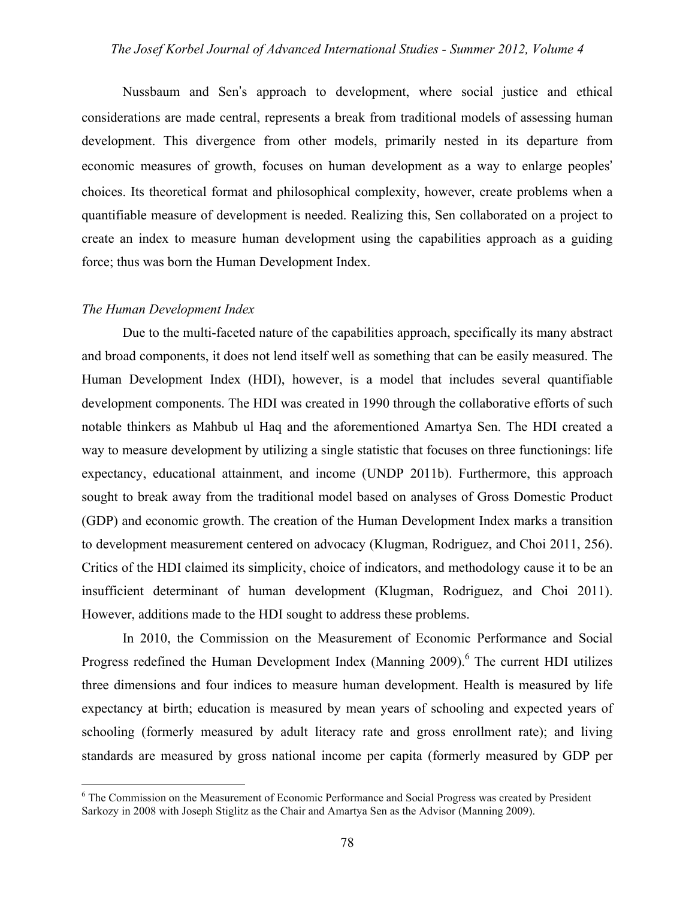Nussbaum and Sen's approach to development, where social justice and ethical considerations are made central, represents a break from traditional models of assessing human development. This divergence from other models, primarily nested in its departure from economic measures of growth, focuses on human development as a way to enlarge peoples' choices. Its theoretical format and philosophical complexity, however, create problems when a quantifiable measure of development is needed. Realizing this, Sen collaborated on a project to create an index to measure human development using the capabilities approach as a guiding force; thus was born the Human Development Index.

*The Human Development Index*

Due to the multi-faceted nature of the capabilities approach, specifically its many abstract and broad components, it does not lend itself well as something that can be easily measured. The Human Development Index (HDI), however, is a model that includes several quantifiable development components. The HDI was created in 1990 through the collaborative efforts of such notable thinkers as Mahbub ul Haq and the aforementioned Amartya Sen. The HDI created a way to measure development by utilizing a single statistic that focuses on three functionings: life expectancy, educational attainment, and income (UNDP 2011b). Furthermore, this approach sought to break away from the traditional model based on analyses of Gross Domestic Product (GDP) and economic growth. The creation of the Human Development Index marks a transition to development measurement centered on advocacy (Klugman, Rodriguez, and Choi 2011, 256). Critics of the HDI claimed its simplicity, choice of indicators, and methodology cause it to be an insufficient determinant of human development (Klugman, Rodriguez, and Choi 2011). However, additions made to the HDI sought to address these problems.

In 2010, the Commission on the Measurement of Economic Performance and Social Progress redefined the Human Development Index (Manning 2009).[6] The current HDI utilizes three dimensions and four indices to measure human development. Health is measured by life expectancy at birth; education is measured by mean years of schooling and expected years of schooling (formerly measured by adult literacy rate and gross enrollment rate); and living standards are measured by gross national income per capita (formerly measured by GDP per

[6] The Commission on the Measurement of Economic Performance and Social Progress was created by President Sarkozy in 2008 with Joseph Stiglitz as the Chair and Amartya Sen as the Advisor (Manning 2009).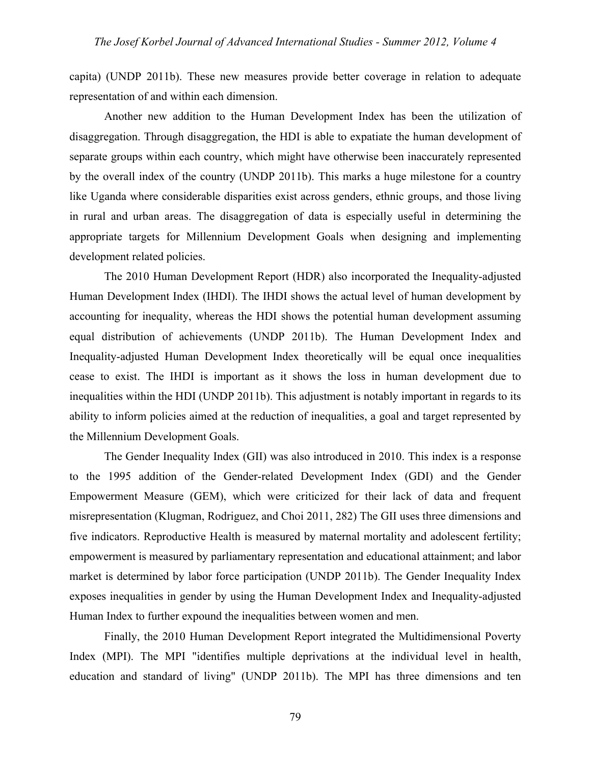capita) (UNDP 2011b). These new measures provide better coverage in relation to adequate representation of and within each dimension.

Another new addition to the Human Development Index has been the utilization of disaggregation. Through disaggregation, the HDI is able to expatiate the human development of separate groups within each country, which might have otherwise been inaccurately represented by the overall index of the country (UNDP 2011b). This marks a huge milestone for a country like Uganda where considerable disparities exist across genders, ethnic groups, and those living in rural and urban areas. The disaggregation of data is especially useful in determining the appropriate targets for Millennium Development Goals when designing and implementing development related policies.

The 2010 Human Development Report (HDR) also incorporated the Inequality-adjusted Human Development Index (IHDI). The IHDI shows the actual level of human development by accounting for inequality, whereas the HDI shows the potential human development assuming equal distribution of achievements (UNDP 2011b). The Human Development Index and Inequality-adjusted Human Development Index theoretically will be equal once inequalities cease to exist. The IHDI is important as it shows the loss in human development due to inequalities within the HDI (UNDP 2011b). This adjustment is notably important in regards to its ability to inform policies aimed at the reduction of inequalities, a goal and target represented by the Millennium Development Goals.

The Gender Inequality Index (GII) was also introduced in 2010. This index is a response to the 1995 addition of the Gender-related Development Index (GDI) and the Gender Empowerment Measure (GEM), which were criticized for their lack of data and frequent misrepresentation (Klugman, Rodriguez, and Choi 2011, 282) The GII uses three dimensions and five indicators. Reproductive Health is measured by maternal mortality and adolescent fertility; empowerment is measured by parliamentary representation and educational attainment; and labor market is determined by labor force participation (UNDP 2011b). The Gender Inequality Index exposes inequalities in gender by using the Human Development Index and Inequality-adjusted Human Index to further expound the inequalities between women and men.

Finally, the 2010 Human Development Report integrated the Multidimensional Poverty Index (MPI). The MPI "identifies multiple deprivations at the individual level in health, education and standard of living" (UNDP 2011b). The MPI has three dimensions and ten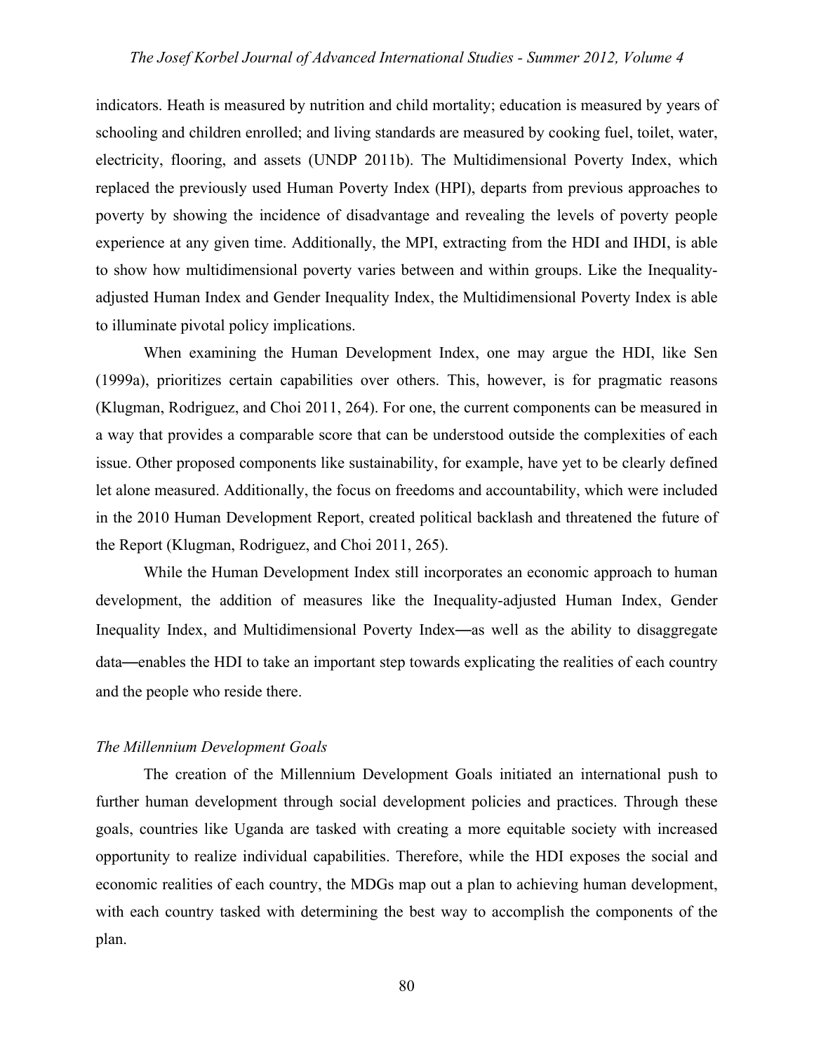indicators. Heath is measured by nutrition and child mortality; education is measured by years of schooling and children enrolled; and living standards are measured by cooking fuel, toilet, water, electricity, flooring, and assets (UNDP 2011b). The Multidimensional Poverty Index, which replaced the previously used Human Poverty Index (HPI), departs from previous approaches to poverty by showing the incidence of disadvantage and revealing the levels of poverty people experience at any given time. Additionally, the MPI, extracting from the HDI and IHDI, is able to show how multidimensional poverty varies between and within groups. Like the Inequality-adjusted Human Index and Gender Inequality Index, the Multidimensional Poverty Index is able to illuminate pivotal policy implications.

When examining the Human Development Index, one may argue the HDI, like Sen (1999a), prioritizes certain capabilities over others. This, however, is for pragmatic reasons (Klugman, Rodriguez, and Choi 2011, 264). For one, the current components can be measured in a way that provides a comparable score that can be understood outside the complexities of each issue. Other proposed components like sustainability, for example, have yet to be clearly defined let alone measured. Additionally, the focus on freedoms and accountability, which were included in the 2010 Human Development Report, created political backlash and threatened the future of the Report (Klugman, Rodriguez, and Choi 2011, 265).

While the Human Development Index still incorporates an economic approach to human development, the addition of measures like the Inequality-adjusted Human Index, Gender Inequality Index, and Multidimensional Poverty Index—as well as the ability to disaggregate data—enables the HDI to take an important step towards explicating the realities of each country and the people who reside there.

*The Millennium Development Goals*

The creation of the Millennium Development Goals initiated an international push to further human development through social development policies and practices. Through these goals, countries like Uganda are tasked with creating a more equitable society with increased opportunity to realize individual capabilities. Therefore, while the HDI exposes the social and economic realities of each country, the MDGs map out a plan to achieving human development, with each country tasked with determining the best way to accomplish the components of the plan.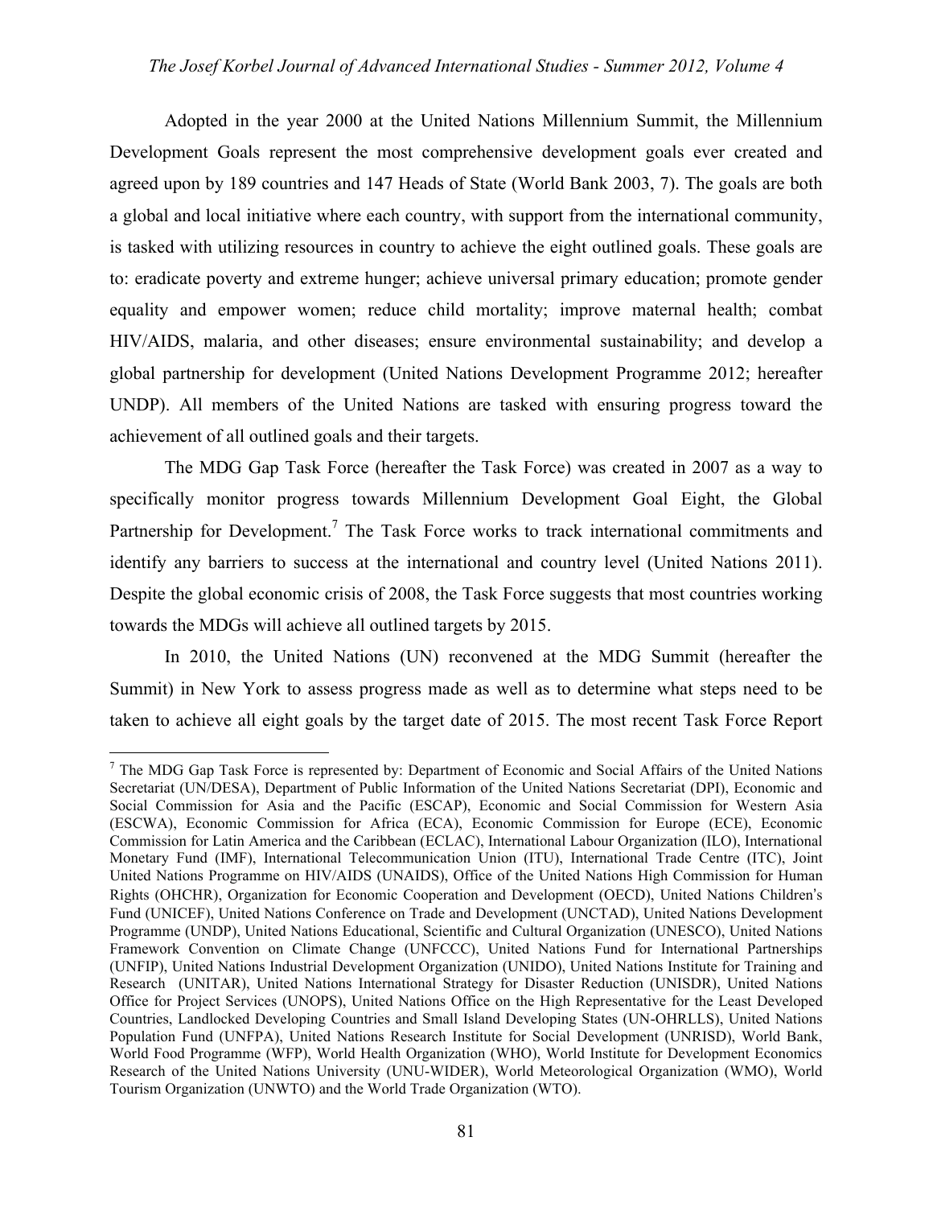Adopted in the year 2000 at the United Nations Millennium Summit, the Millennium Development Goals represent the most comprehensive development goals ever created and agreed upon by 189 countries and 147 Heads of State (World Bank 2003, 7). The goals are both a global and local initiative where each country, with support from the international community, is tasked with utilizing resources in country to achieve the eight outlined goals. These goals are to: eradicate poverty and extreme hunger; achieve universal primary education; promote gender equality and empower women; reduce child mortality; improve maternal health; combat HIV/AIDS, malaria, and other diseases; ensure environmental sustainability; and develop a global partnership for development (United Nations Development Programme 2012; hereafter UNDP). All members of the United Nations are tasked with ensuring progress toward the achievement of all outlined goals and their targets.

The MDG Gap Task Force (hereafter the Task Force) was created in 2007 as a way to specifically monitor progress towards Millennium Development Goal Eight, the Global Partnership for Development.[7] The Task Force works to track international commitments and identify any barriers to success at the international and country level (United Nations 2011). Despite the global economic crisis of 2008, the Task Force suggests that most countries working towards the MDGs will achieve all outlined targets by 2015.

In 2010, the United Nations (UN) reconvened at the MDG Summit (hereafter the Summit) in New York to assess progress made as well as to determine what steps need to be taken to achieve all eight goals by the target date of 2015. The most recent Task Force Report

---

[7] The MDG Gap Task Force is represented by: Department of Economic and Social Affairs of the United Nations Secretariat (UN/DESA), Department of Public Information of the United Nations Secretariat (DPI), Economic and Social Commission for Asia and the Pacific (ESCAP), Economic and Social Commission for Western Asia (ESCWA), Economic Commission for Africa (ECA), Economic Commission for Europe (ECE), Economic Commission for Latin America and the Caribbean (ECLAC), International Labour Organization (ILO), International Monetary Fund (IMF), International Telecommunication Union (ITU), International Trade Centre (ITC), Joint United Nations Programme on HIV/AIDS (UNAIDS), Office of the United Nations High Commission for Human Rights (OHCHR), Organization for Economic Cooperation and Development (OECD), United Nations Children's Fund (UNICEF), United Nations Conference on Trade and Development (UNCTAD), United Nations Development Programme (UNDP), United Nations Educational, Scientific and Cultural Organization (UNESCO), United Nations Framework Convention on Climate Change (UNFCCC), United Nations Fund for International Partnerships (UNFIP), United Nations Industrial Development Organization (UNIDO), United Nations Institute for Training and Research (UNITAR), United Nations International Strategy for Disaster Reduction (UNISDR), United Nations Office for Project Services (UNOPS), United Nations Office on the High Representative for the Least Developed Countries, Landlocked Developing Countries and Small Island Developing States (UN-OHRLLS), United Nations Population Fund (UNFPA), United Nations Research Institute for Social Development (UNRISD), World Bank, World Food Programme (WFP), World Health Organization (WHO), World Institute for Development Economics Research of the United Nations University (UNU-WIDER), World Meteorological Organization (WMO), World Tourism Organization (UNWTO) and the World Trade Organization (WTO).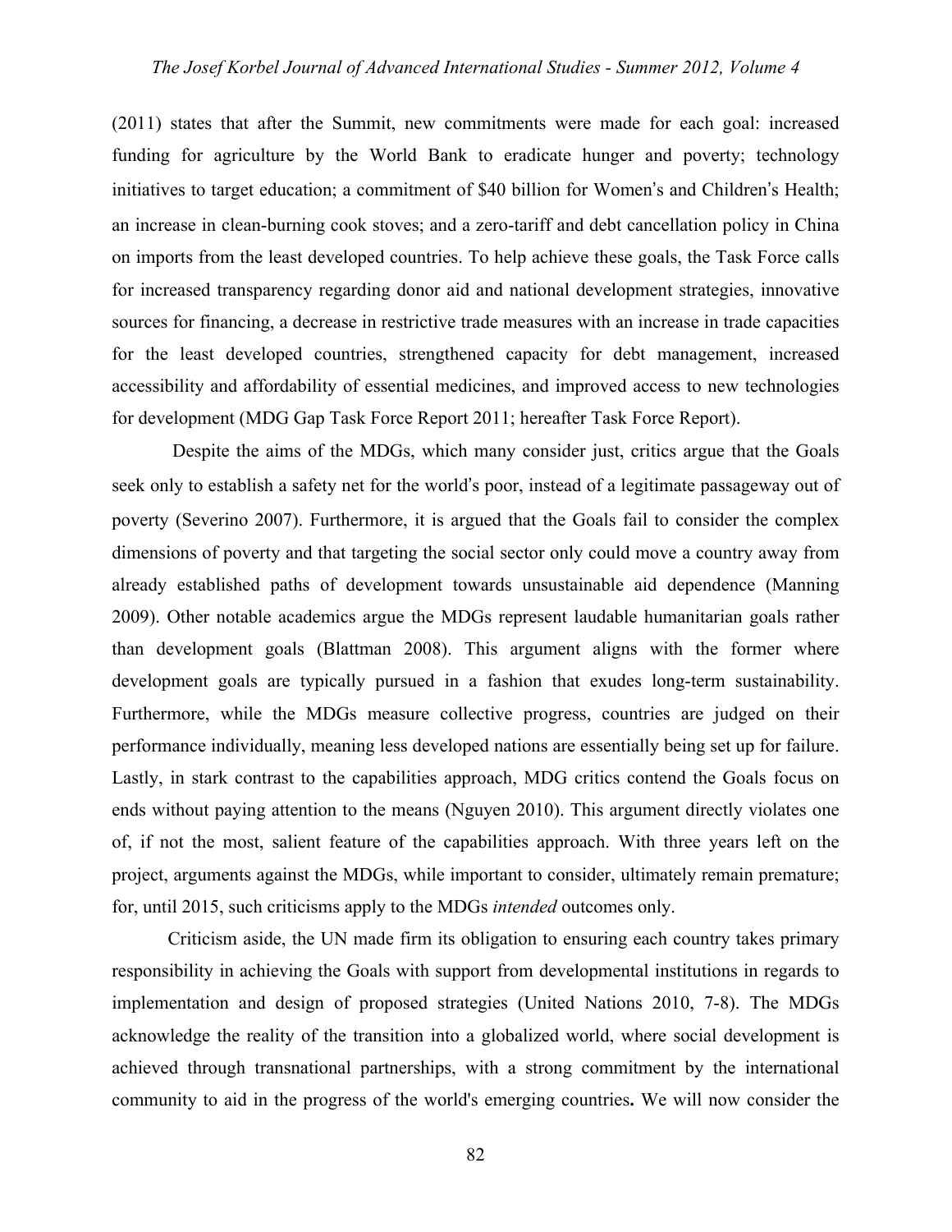(2011) states that after the Summit, new commitments were made for each goal: increased funding for agriculture by the World Bank to eradicate hunger and poverty; technology initiatives to target education; a commitment of $40 billion for Women's and Children's Health; an increase in clean-burning cook stoves; and a zero-tariff and debt cancellation policy in China on imports from the least developed countries. To help achieve these goals, the Task Force calls for increased transparency regarding donor aid and national development strategies, innovative sources for financing, a decrease in restrictive trade measures with an increase in trade capacities for the least developed countries, strengthened capacity for debt management, increased accessibility and affordability of essential medicines, and improved access to new technologies for development (MDG Gap Task Force Report 2011; hereafter Task Force Report).

Despite the aims of the MDGs, which many consider just, critics argue that the Goals seek only to establish a safety net for the world's poor, instead of a legitimate passageway out of poverty (Severino 2007). Furthermore, it is argued that the Goals fail to consider the complex dimensions of poverty and that targeting the social sector only could move a country away from already established paths of development towards unsustainable aid dependence (Manning 2009). Other notable academics argue the MDGs represent laudable humanitarian goals rather than development goals (Blattman 2008). This argument aligns with the former where development goals are typically pursued in a fashion that exudes long-term sustainability. Furthermore, while the MDGs measure collective progress, countries are judged on their performance individually, meaning less developed nations are essentially being set up for failure. Lastly, in stark contrast to the capabilities approach, MDG critics contend the Goals focus on ends without paying attention to the means (Nguyen 2010). This argument directly violates one of, if not the most, salient feature of the capabilities approach. With three years left on the project, arguments against the MDGs, while important to consider, ultimately remain premature; for, until 2015, such criticisms apply to the MDGs *intended* outcomes only.

Criticism aside, the UN made firm its obligation to ensuring each country takes primary responsibility in achieving the Goals with support from developmental institutions in regards to implementation and design of proposed strategies (United Nations 2010, 7-8). The MDGs acknowledge the reality of the transition into a globalized world, where social development is achieved through transnational partnerships, with a strong commitment by the international community to aid in the progress of the world's emerging countries**.** We will now consider the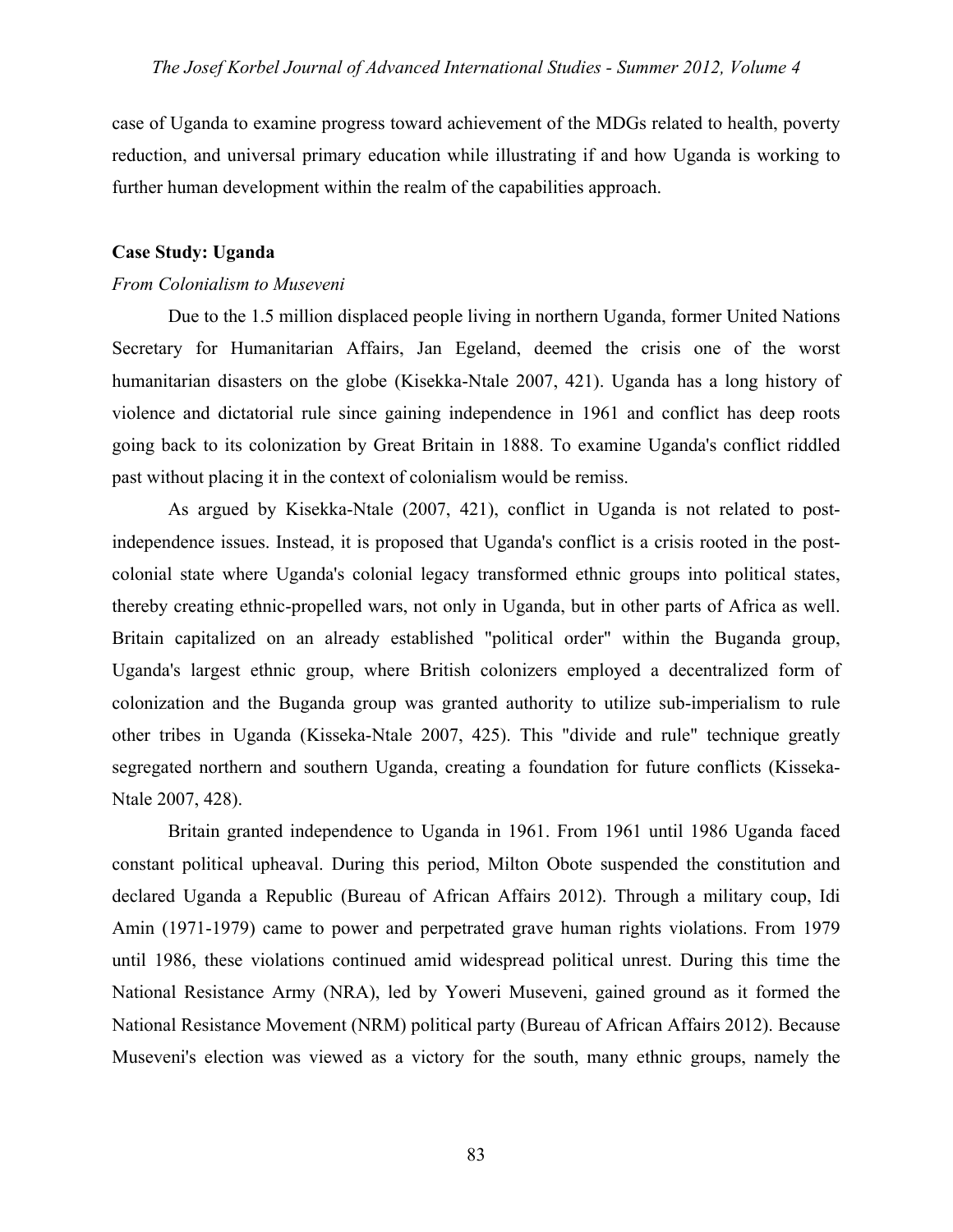case of Uganda to examine progress toward achievement of the MDGs related to health, poverty reduction, and universal primary education while illustrating if and how Uganda is working to further human development within the realm of the capabilities approach.

**Case Study: Uganda**

*From Colonialism to Museveni*

Due to the 1.5 million displaced people living in northern Uganda, former United Nations Secretary for Humanitarian Affairs, Jan Egeland, deemed the crisis one of the worst humanitarian disasters on the globe (Kisekka-Ntale 2007, 421). Uganda has a long history of violence and dictatorial rule since gaining independence in 1961 and conflict has deep roots going back to its colonization by Great Britain in 1888. To examine Uganda's conflict riddled past without placing it in the context of colonialism would be remiss.

As argued by Kisekka-Ntale (2007, 421), conflict in Uganda is not related to post-independence issues. Instead, it is proposed that Uganda's conflict is a crisis rooted in the post-colonial state where Uganda's colonial legacy transformed ethnic groups into political states, thereby creating ethnic-propelled wars, not only in Uganda, but in other parts of Africa as well. Britain capitalized on an already established "political order" within the Buganda group, Uganda's largest ethnic group, where British colonizers employed a decentralized form of colonization and the Buganda group was granted authority to utilize sub-imperialism to rule other tribes in Uganda (Kisseka-Ntale 2007, 425). This "divide and rule" technique greatly segregated northern and southern Uganda, creating a foundation for future conflicts (Kisseka-Ntale 2007, 428).

Britain granted independence to Uganda in 1961. From 1961 until 1986 Uganda faced constant political upheaval. During this period, Milton Obote suspended the constitution and declared Uganda a Republic (Bureau of African Affairs 2012). Through a military coup, Idi Amin (1971-1979) came to power and perpetrated grave human rights violations. From 1979 until 1986, these violations continued amid widespread political unrest. During this time the National Resistance Army (NRA), led by Yoweri Museveni, gained ground as it formed the National Resistance Movement (NRM) political party (Bureau of African Affairs 2012). Because Museveni's election was viewed as a victory for the south, many ethnic groups, namely the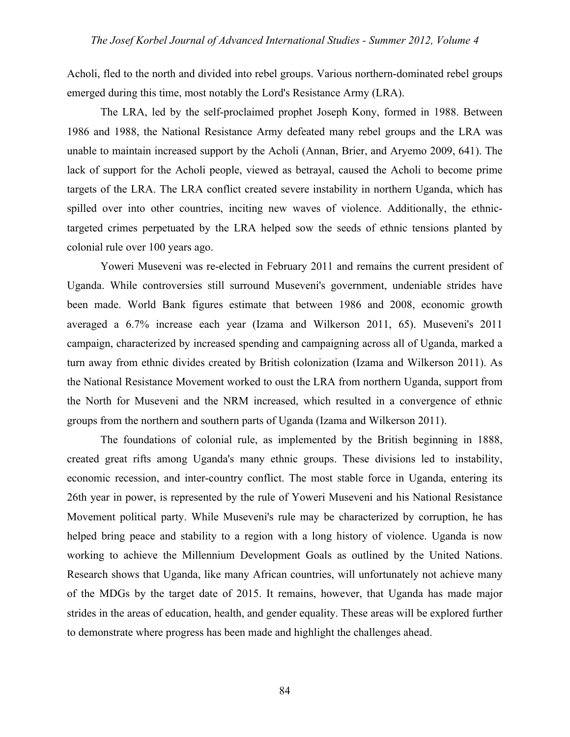Acholi, fled to the north and divided into rebel groups. Various northern-dominated rebel groups emerged during this time, most notably the Lord's Resistance Army (LRA).

The LRA, led by the self-proclaimed prophet Joseph Kony, formed in 1988. Between 1986 and 1988, the National Resistance Army defeated many rebel groups and the LRA was unable to maintain increased support by the Acholi (Annan, Brier, and Aryemo 2009, 641). The lack of support for the Acholi people, viewed as betrayal, caused the Acholi to become prime targets of the LRA. The LRA conflict created severe instability in northern Uganda, which has spilled over into other countries, inciting new waves of violence. Additionally, the ethnic-targeted crimes perpetuated by the LRA helped sow the seeds of ethnic tensions planted by colonial rule over 100 years ago.

Yoweri Museveni was re-elected in February 2011 and remains the current president of Uganda. While controversies still surround Museveni's government, undeniable strides have been made. World Bank figures estimate that between 1986 and 2008, economic growth averaged a 6.7% increase each year (Izama and Wilkerson 2011, 65). Museveni's 2011 campaign, characterized by increased spending and campaigning across all of Uganda, marked a turn away from ethnic divides created by British colonization (Izama and Wilkerson 2011). As the National Resistance Movement worked to oust the LRA from northern Uganda, support from the North for Museveni and the NRM increased, which resulted in a convergence of ethnic groups from the northern and southern parts of Uganda (Izama and Wilkerson 2011).

The foundations of colonial rule, as implemented by the British beginning in 1888, created great rifts among Uganda's many ethnic groups. These divisions led to instability, economic recession, and inter-country conflict. The most stable force in Uganda, entering its 26th year in power, is represented by the rule of Yoweri Museveni and his National Resistance Movement political party. While Museveni's rule may be characterized by corruption, he has helped bring peace and stability to a region with a long history of violence. Uganda is now working to achieve the Millennium Development Goals as outlined by the United Nations. Research shows that Uganda, like many African countries, will unfortunately not achieve many of the MDGs by the target date of 2015. It remains, however, that Uganda has made major strides in the areas of education, health, and gender equality. These areas will be explored further to demonstrate where progress has been made and highlight the challenges ahead.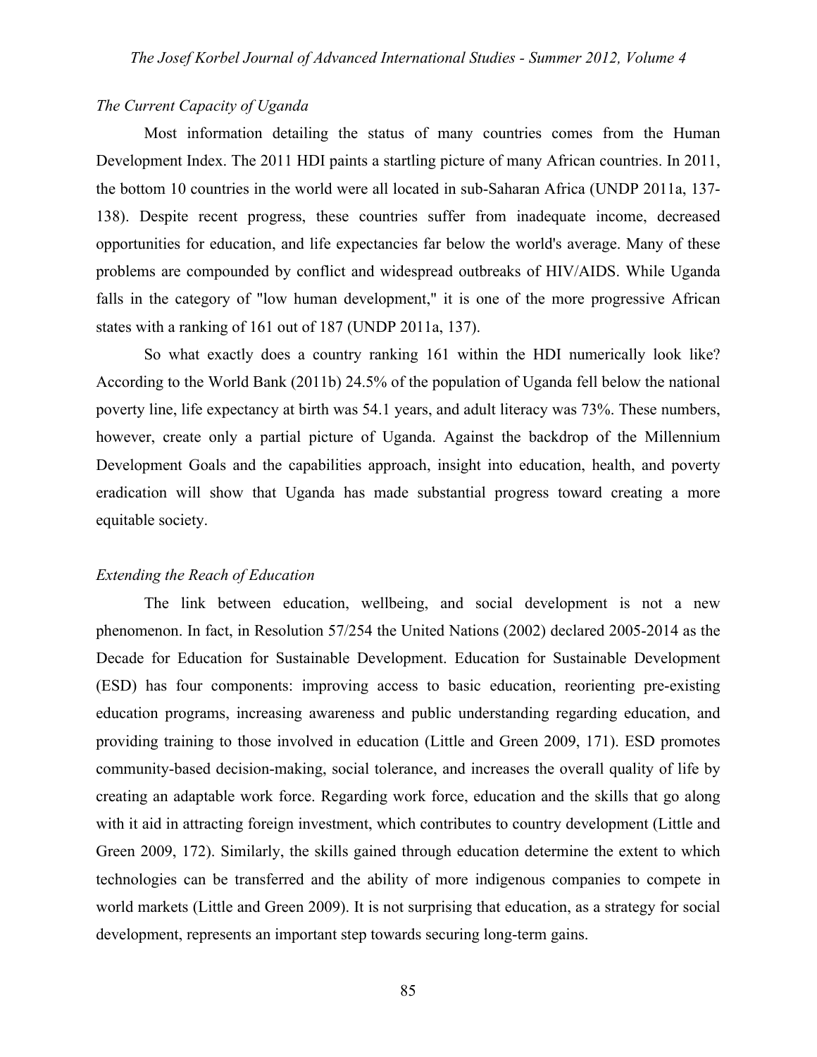*The Current Capacity of Uganda*

Most information detailing the status of many countries comes from the Human Development Index. The 2011 HDI paints a startling picture of many African countries. In 2011, the bottom 10 countries in the world were all located in sub-Saharan Africa (UNDP 2011a, 137-138). Despite recent progress, these countries suffer from inadequate income, decreased opportunities for education, and life expectancies far below the world's average. Many of these problems are compounded by conflict and widespread outbreaks of HIV/AIDS. While Uganda falls in the category of "low human development," it is one of the more progressive African states with a ranking of 161 out of 187 (UNDP 2011a, 137).

So what exactly does a country ranking 161 within the HDI numerically look like? According to the World Bank (2011b) 24.5% of the population of Uganda fell below the national poverty line, life expectancy at birth was 54.1 years, and adult literacy was 73%. These numbers, however, create only a partial picture of Uganda. Against the backdrop of the Millennium Development Goals and the capabilities approach, insight into education, health, and poverty eradication will show that Uganda has made substantial progress toward creating a more equitable society.

*Extending the Reach of Education*

The link between education, wellbeing, and social development is not a new phenomenon. In fact, in Resolution 57/254 the United Nations (2002) declared 2005-2014 as the Decade for Education for Sustainable Development. Education for Sustainable Development (ESD) has four components: improving access to basic education, reorienting pre-existing education programs, increasing awareness and public understanding regarding education, and providing training to those involved in education (Little and Green 2009, 171). ESD promotes community-based decision-making, social tolerance, and increases the overall quality of life by creating an adaptable work force. Regarding work force, education and the skills that go along with it aid in attracting foreign investment, which contributes to country development (Little and Green 2009, 172). Similarly, the skills gained through education determine the extent to which technologies can be transferred and the ability of more indigenous companies to compete in world markets (Little and Green 2009). It is not surprising that education, as a strategy for social development, represents an important step towards securing long-term gains.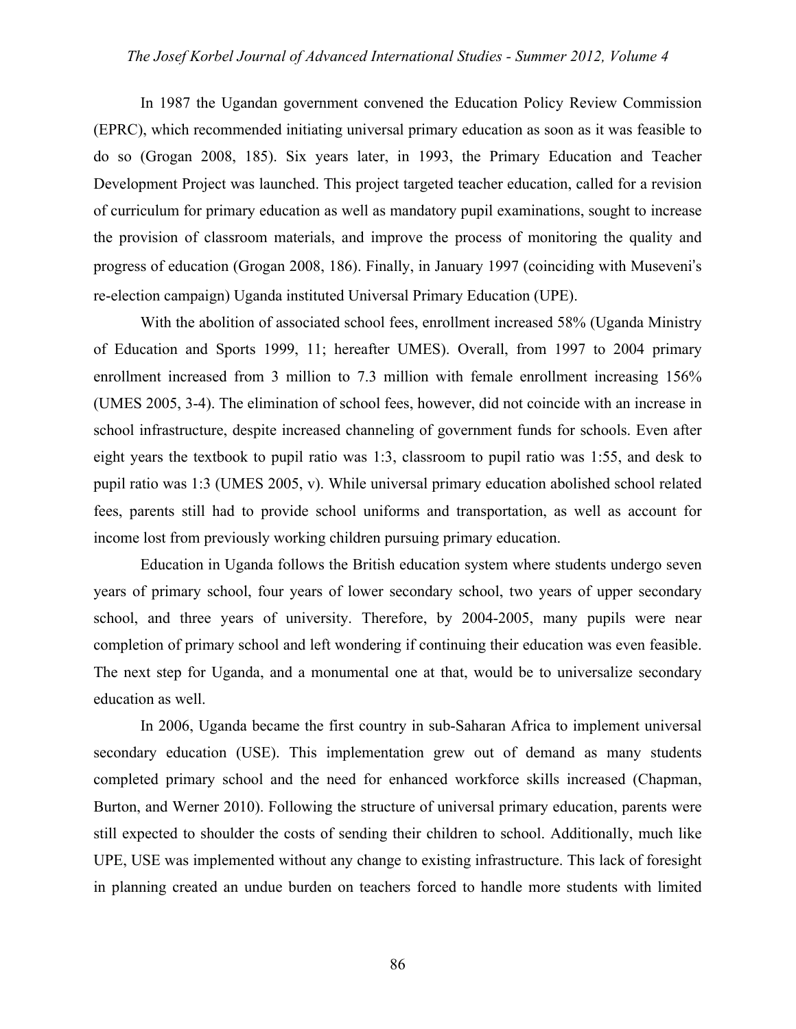In 1987 the Ugandan government convened the Education Policy Review Commission (EPRC), which recommended initiating universal primary education as soon as it was feasible to do so (Grogan 2008, 185). Six years later, in 1993, the Primary Education and Teacher Development Project was launched. This project targeted teacher education, called for a revision of curriculum for primary education as well as mandatory pupil examinations, sought to increase the provision of classroom materials, and improve the process of monitoring the quality and progress of education (Grogan 2008, 186). Finally, in January 1997 (coinciding with Museveni's re-election campaign) Uganda instituted Universal Primary Education (UPE).

With the abolition of associated school fees, enrollment increased 58% (Uganda Ministry of Education and Sports 1999, 11; hereafter UMES). Overall, from 1997 to 2004 primary enrollment increased from 3 million to 7.3 million with female enrollment increasing 156% (UMES 2005, 3-4). The elimination of school fees, however, did not coincide with an increase in school infrastructure, despite increased channeling of government funds for schools. Even after eight years the textbook to pupil ratio was 1:3, classroom to pupil ratio was 1:55, and desk to pupil ratio was 1:3 (UMES 2005, v). While universal primary education abolished school related fees, parents still had to provide school uniforms and transportation, as well as account for income lost from previously working children pursuing primary education.

Education in Uganda follows the British education system where students undergo seven years of primary school, four years of lower secondary school, two years of upper secondary school, and three years of university. Therefore, by 2004-2005, many pupils were near completion of primary school and left wondering if continuing their education was even feasible. The next step for Uganda, and a monumental one at that, would be to universalize secondary education as well.

In 2006, Uganda became the first country in sub-Saharan Africa to implement universal secondary education (USE). This implementation grew out of demand as many students completed primary school and the need for enhanced workforce skills increased (Chapman, Burton, and Werner 2010). Following the structure of universal primary education, parents were still expected to shoulder the costs of sending their children to school. Additionally, much like UPE, USE was implemented without any change to existing infrastructure. This lack of foresight in planning created an undue burden on teachers forced to handle more students with limited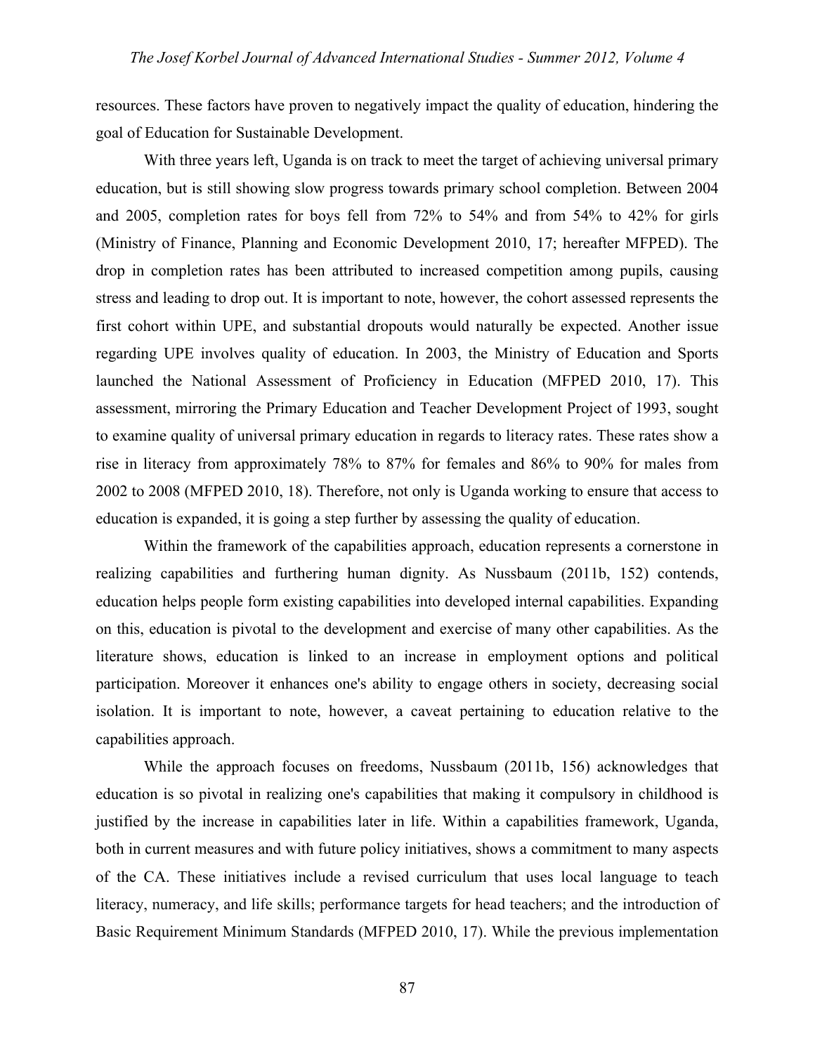resources. These factors have proven to negatively impact the quality of education, hindering the goal of Education for Sustainable Development.

With three years left, Uganda is on track to meet the target of achieving universal primary education, but is still showing slow progress towards primary school completion. Between 2004 and 2005, completion rates for boys fell from 72% to 54% and from 54% to 42% for girls (Ministry of Finance, Planning and Economic Development 2010, 17; hereafter MFPED). The drop in completion rates has been attributed to increased competition among pupils, causing stress and leading to drop out. It is important to note, however, the cohort assessed represents the first cohort within UPE, and substantial dropouts would naturally be expected. Another issue regarding UPE involves quality of education. In 2003, the Ministry of Education and Sports launched the National Assessment of Proficiency in Education (MFPED 2010, 17). This assessment, mirroring the Primary Education and Teacher Development Project of 1993, sought to examine quality of universal primary education in regards to literacy rates. These rates show a rise in literacy from approximately 78% to 87% for females and 86% to 90% for males from 2002 to 2008 (MFPED 2010, 18). Therefore, not only is Uganda working to ensure that access to education is expanded, it is going a step further by assessing the quality of education.

Within the framework of the capabilities approach, education represents a cornerstone in realizing capabilities and furthering human dignity. As Nussbaum (2011b, 152) contends, education helps people form existing capabilities into developed internal capabilities. Expanding on this, education is pivotal to the development and exercise of many other capabilities. As the literature shows, education is linked to an increase in employment options and political participation. Moreover it enhances one's ability to engage others in society, decreasing social isolation. It is important to note, however, a caveat pertaining to education relative to the capabilities approach.

While the approach focuses on freedoms, Nussbaum (2011b, 156) acknowledges that education is so pivotal in realizing one's capabilities that making it compulsory in childhood is justified by the increase in capabilities later in life. Within a capabilities framework, Uganda, both in current measures and with future policy initiatives, shows a commitment to many aspects of the CA. These initiatives include a revised curriculum that uses local language to teach literacy, numeracy, and life skills; performance targets for head teachers; and the introduction of Basic Requirement Minimum Standards (MFPED 2010, 17). While the previous implementation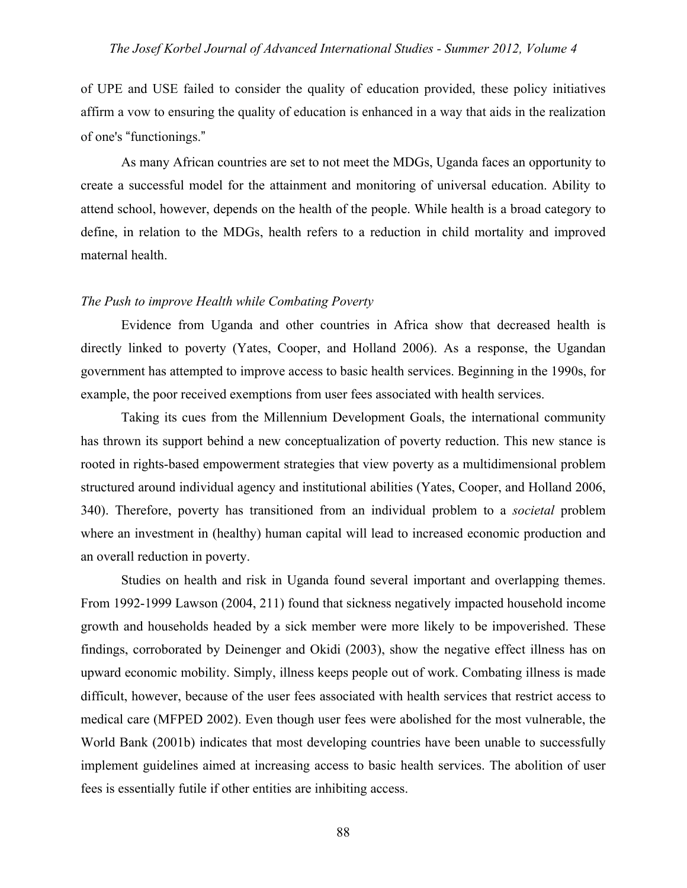of UPE and USE failed to consider the quality of education provided, these policy initiatives affirm a vow to ensuring the quality of education is enhanced in a way that aids in the realization of one's "functionings."

As many African countries are set to not meet the MDGs, Uganda faces an opportunity to create a successful model for the attainment and monitoring of universal education. Ability to attend school, however, depends on the health of the people. While health is a broad category to define, in relation to the MDGs, health refers to a reduction in child mortality and improved maternal health.

*The Push to improve Health while Combating Poverty*

Evidence from Uganda and other countries in Africa show that decreased health is directly linked to poverty (Yates, Cooper, and Holland 2006). As a response, the Ugandan government has attempted to improve access to basic health services. Beginning in the 1990s, for example, the poor received exemptions from user fees associated with health services.

Taking its cues from the Millennium Development Goals, the international community has thrown its support behind a new conceptualization of poverty reduction. This new stance is rooted in rights-based empowerment strategies that view poverty as a multidimensional problem structured around individual agency and institutional abilities (Yates, Cooper, and Holland 2006, 340). Therefore, poverty has transitioned from an individual problem to a *societal* problem where an investment in (healthy) human capital will lead to increased economic production and an overall reduction in poverty.

Studies on health and risk in Uganda found several important and overlapping themes. From 1992-1999 Lawson (2004, 211) found that sickness negatively impacted household income growth and households headed by a sick member were more likely to be impoverished. These findings, corroborated by Deinenger and Okidi (2003), show the negative effect illness has on upward economic mobility. Simply, illness keeps people out of work. Combating illness is made difficult, however, because of the user fees associated with health services that restrict access to medical care (MFPED 2002). Even though user fees were abolished for the most vulnerable, the World Bank (2001b) indicates that most developing countries have been unable to successfully implement guidelines aimed at increasing access to basic health services. The abolition of user fees is essentially futile if other entities are inhibiting access.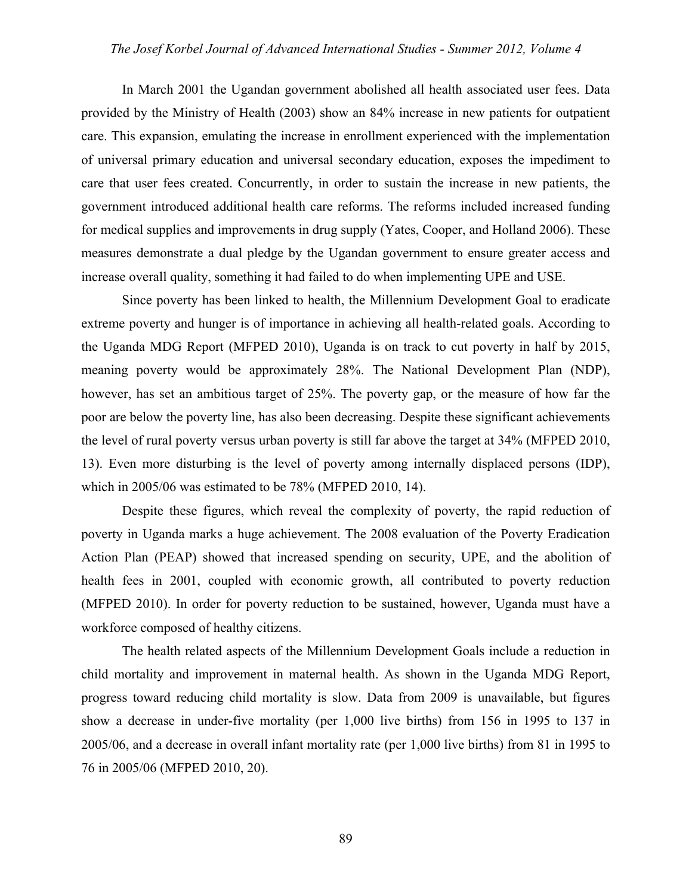In March 2001 the Ugandan government abolished all health associated user fees. Data provided by the Ministry of Health (2003) show an 84% increase in new patients for outpatient care. This expansion, emulating the increase in enrollment experienced with the implementation of universal primary education and universal secondary education, exposes the impediment to care that user fees created. Concurrently, in order to sustain the increase in new patients, the government introduced additional health care reforms. The reforms included increased funding for medical supplies and improvements in drug supply (Yates, Cooper, and Holland 2006). These measures demonstrate a dual pledge by the Ugandan government to ensure greater access and increase overall quality, something it had failed to do when implementing UPE and USE.

Since poverty has been linked to health, the Millennium Development Goal to eradicate extreme poverty and hunger is of importance in achieving all health-related goals. According to the Uganda MDG Report (MFPED 2010), Uganda is on track to cut poverty in half by 2015, meaning poverty would be approximately 28%. The National Development Plan (NDP), however, has set an ambitious target of 25%. The poverty gap, or the measure of how far the poor are below the poverty line, has also been decreasing. Despite these significant achievements the level of rural poverty versus urban poverty is still far above the target at 34% (MFPED 2010, 13). Even more disturbing is the level of poverty among internally displaced persons (IDP), which in 2005/06 was estimated to be 78% (MFPED 2010, 14).

Despite these figures, which reveal the complexity of poverty, the rapid reduction of poverty in Uganda marks a huge achievement. The 2008 evaluation of the Poverty Eradication Action Plan (PEAP) showed that increased spending on security, UPE, and the abolition of health fees in 2001, coupled with economic growth, all contributed to poverty reduction (MFPED 2010). In order for poverty reduction to be sustained, however, Uganda must have a workforce composed of healthy citizens.

The health related aspects of the Millennium Development Goals include a reduction in child mortality and improvement in maternal health. As shown in the Uganda MDG Report, progress toward reducing child mortality is slow. Data from 2009 is unavailable, but figures show a decrease in under-five mortality (per 1,000 live births) from 156 in 1995 to 137 in 2005/06, and a decrease in overall infant mortality rate (per 1,000 live births) from 81 in 1995 to 76 in 2005/06 (MFPED 2010, 20).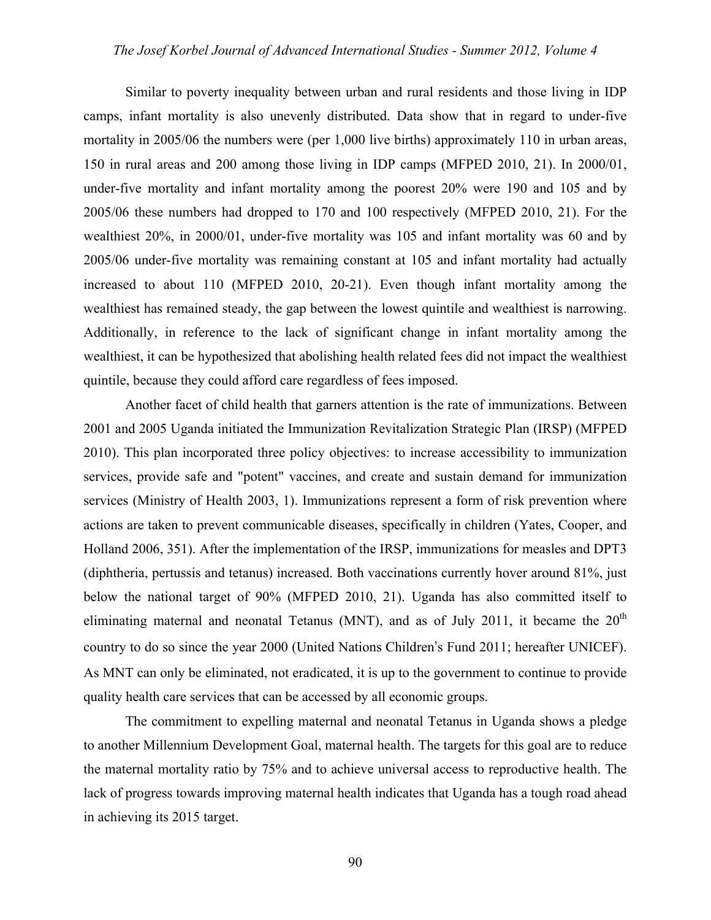Similar to poverty inequality between urban and rural residents and those living in IDP camps, infant mortality is also unevenly distributed. Data show that in regard to under-five mortality in 2005/06 the numbers were (per 1,000 live births) approximately 110 in urban areas, 150 in rural areas and 200 among those living in IDP camps (MFPED 2010, 21). In 2000/01, under-five mortality and infant mortality among the poorest 20% were 190 and 105 and by 2005/06 these numbers had dropped to 170 and 100 respectively (MFPED 2010, 21). For the wealthiest 20%, in 2000/01, under-five mortality was 105 and infant mortality was 60 and by 2005/06 under-five mortality was remaining constant at 105 and infant mortality had actually increased to about 110 (MFPED 2010, 20-21). Even though infant mortality among the wealthiest has remained steady, the gap between the lowest quintile and wealthiest is narrowing. Additionally, in reference to the lack of significant change in infant mortality among the wealthiest, it can be hypothesized that abolishing health related fees did not impact the wealthiest quintile, because they could afford care regardless of fees imposed.

Another facet of child health that garners attention is the rate of immunizations. Between 2001 and 2005 Uganda initiated the Immunization Revitalization Strategic Plan (IRSP) (MFPED 2010). This plan incorporated three policy objectives: to increase accessibility to immunization services, provide safe and "potent" vaccines, and create and sustain demand for immunization services (Ministry of Health 2003, 1). Immunizations represent a form of risk prevention where actions are taken to prevent communicable diseases, specifically in children (Yates, Cooper, and Holland 2006, 351). After the implementation of the IRSP, immunizations for measles and DPT3 (diphtheria, pertussis and tetanus) increased. Both vaccinations currently hover around 81%, just below the national target of 90% (MFPED 2010, 21). Uganda has also committed itself to eliminating maternal and neonatal Tetanus (MNT), and as of July 2011, it became the 20th country to do so since the year 2000 (United Nations Children's Fund 2011; hereafter UNICEF). As MNT can only be eliminated, not eradicated, it is up to the government to continue to provide quality health care services that can be accessed by all economic groups.

The commitment to expelling maternal and neonatal Tetanus in Uganda shows a pledge to another Millennium Development Goal, maternal health. The targets for this goal are to reduce the maternal mortality ratio by 75% and to achieve universal access to reproductive health. The lack of progress towards improving maternal health indicates that Uganda has a tough road ahead in achieving its 2015 target.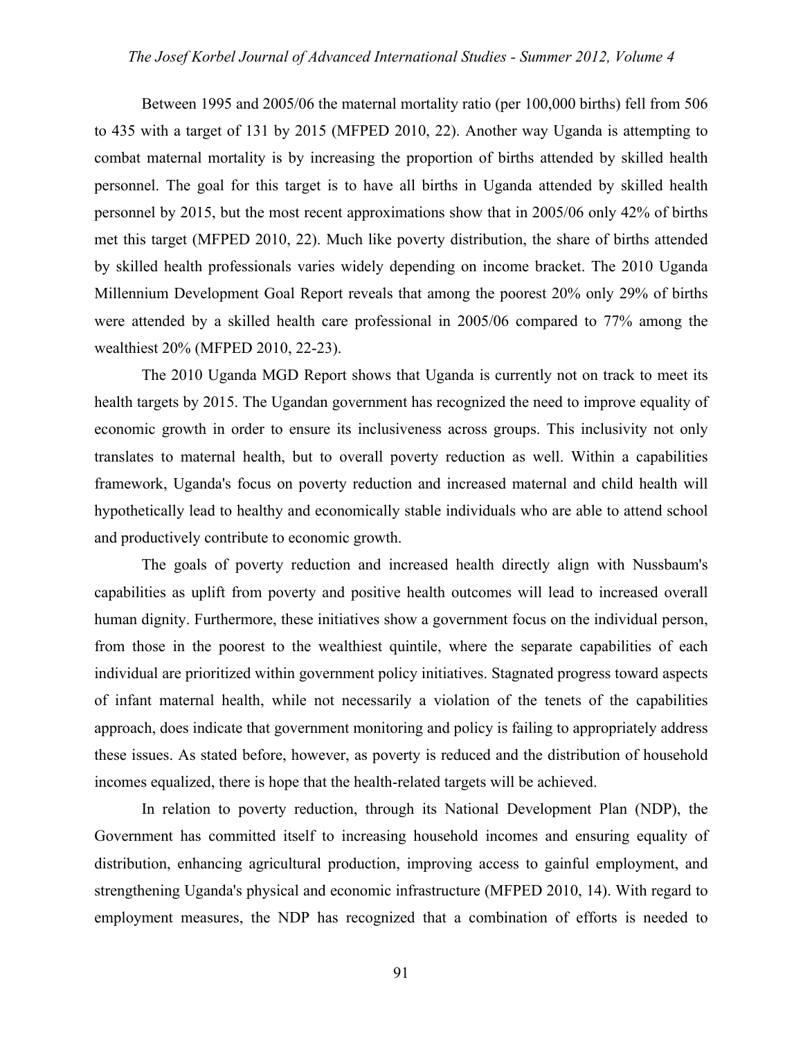Between 1995 and 2005/06 the maternal mortality ratio (per 100,000 births) fell from 506 to 435 with a target of 131 by 2015 (MFPED 2010, 22). Another way Uganda is attempting to combat maternal mortality is by increasing the proportion of births attended by skilled health personnel. The goal for this target is to have all births in Uganda attended by skilled health personnel by 2015, but the most recent approximations show that in 2005/06 only 42% of births met this target (MFPED 2010, 22). Much like poverty distribution, the share of births attended by skilled health professionals varies widely depending on income bracket. The 2010 Uganda Millennium Development Goal Report reveals that among the poorest 20% only 29% of births were attended by a skilled health care professional in 2005/06 compared to 77% among the wealthiest 20% (MFPED 2010, 22-23).

The 2010 Uganda MGD Report shows that Uganda is currently not on track to meet its health targets by 2015. The Ugandan government has recognized the need to improve equality of economic growth in order to ensure its inclusiveness across groups. This inclusivity not only translates to maternal health, but to overall poverty reduction as well. Within a capabilities framework, Uganda's focus on poverty reduction and increased maternal and child health will hypothetically lead to healthy and economically stable individuals who are able to attend school and productively contribute to economic growth.

The goals of poverty reduction and increased health directly align with Nussbaum's capabilities as uplift from poverty and positive health outcomes will lead to increased overall human dignity. Furthermore, these initiatives show a government focus on the individual person, from those in the poorest to the wealthiest quintile, where the separate capabilities of each individual are prioritized within government policy initiatives. Stagnated progress toward aspects of infant maternal health, while not necessarily a violation of the tenets of the capabilities approach, does indicate that government monitoring and policy is failing to appropriately address these issues. As stated before, however, as poverty is reduced and the distribution of household incomes equalized, there is hope that the health-related targets will be achieved.

In relation to poverty reduction, through its National Development Plan (NDP), the Government has committed itself to increasing household incomes and ensuring equality of distribution, enhancing agricultural production, improving access to gainful employment, and strengthening Uganda's physical and economic infrastructure (MFPED 2010, 14). With regard to employment measures, the NDP has recognized that a combination of efforts is needed to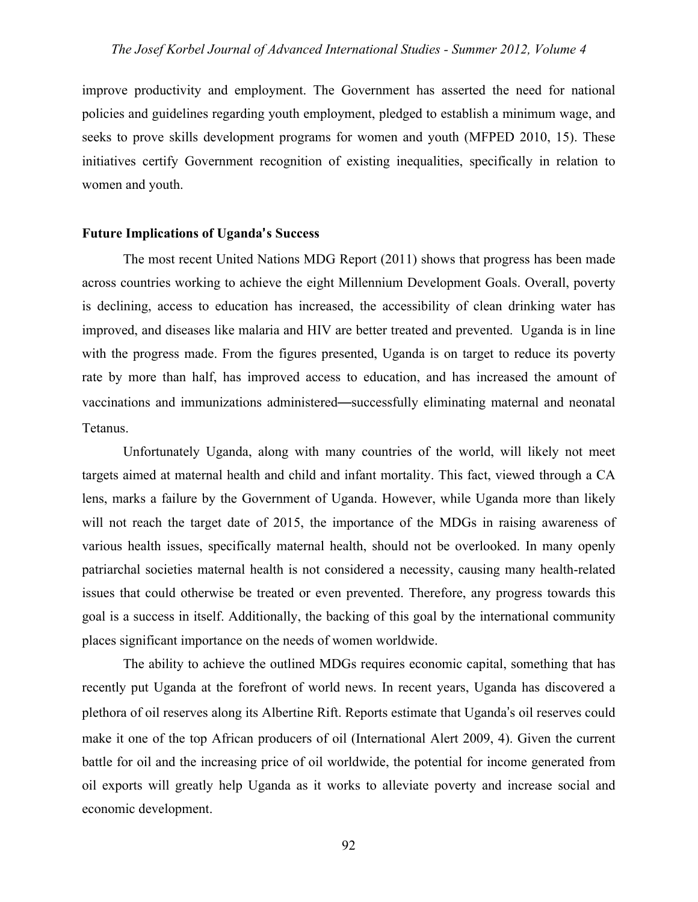improve productivity and employment. The Government has asserted the need for national policies and guidelines regarding youth employment, pledged to establish a minimum wage, and seeks to prove skills development programs for women and youth (MFPED 2010, 15). These initiatives certify Government recognition of existing inequalities, specifically in relation to women and youth.

**Future Implications of Uganda's Success**

The most recent United Nations MDG Report (2011) shows that progress has been made across countries working to achieve the eight Millennium Development Goals. Overall, poverty is declining, access to education has increased, the accessibility of clean drinking water has improved, and diseases like malaria and HIV are better treated and prevented. Uganda is in line with the progress made. From the figures presented, Uganda is on target to reduce its poverty rate by more than half, has improved access to education, and has increased the amount of vaccinations and immunizations administered—successfully eliminating maternal and neonatal Tetanus.

Unfortunately Uganda, along with many countries of the world, will likely not meet targets aimed at maternal health and child and infant mortality. This fact, viewed through a CA lens, marks a failure by the Government of Uganda. However, while Uganda more than likely will not reach the target date of 2015, the importance of the MDGs in raising awareness of various health issues, specifically maternal health, should not be overlooked. In many openly patriarchal societies maternal health is not considered a necessity, causing many health-related issues that could otherwise be treated or even prevented. Therefore, any progress towards this goal is a success in itself. Additionally, the backing of this goal by the international community places significant importance on the needs of women worldwide.

The ability to achieve the outlined MDGs requires economic capital, something that has recently put Uganda at the forefront of world news. In recent years, Uganda has discovered a plethora of oil reserves along its Albertine Rift. Reports estimate that Uganda's oil reserves could make it one of the top African producers of oil (International Alert 2009, 4). Given the current battle for oil and the increasing price of oil worldwide, the potential for income generated from oil exports will greatly help Uganda as it works to alleviate poverty and increase social and economic development.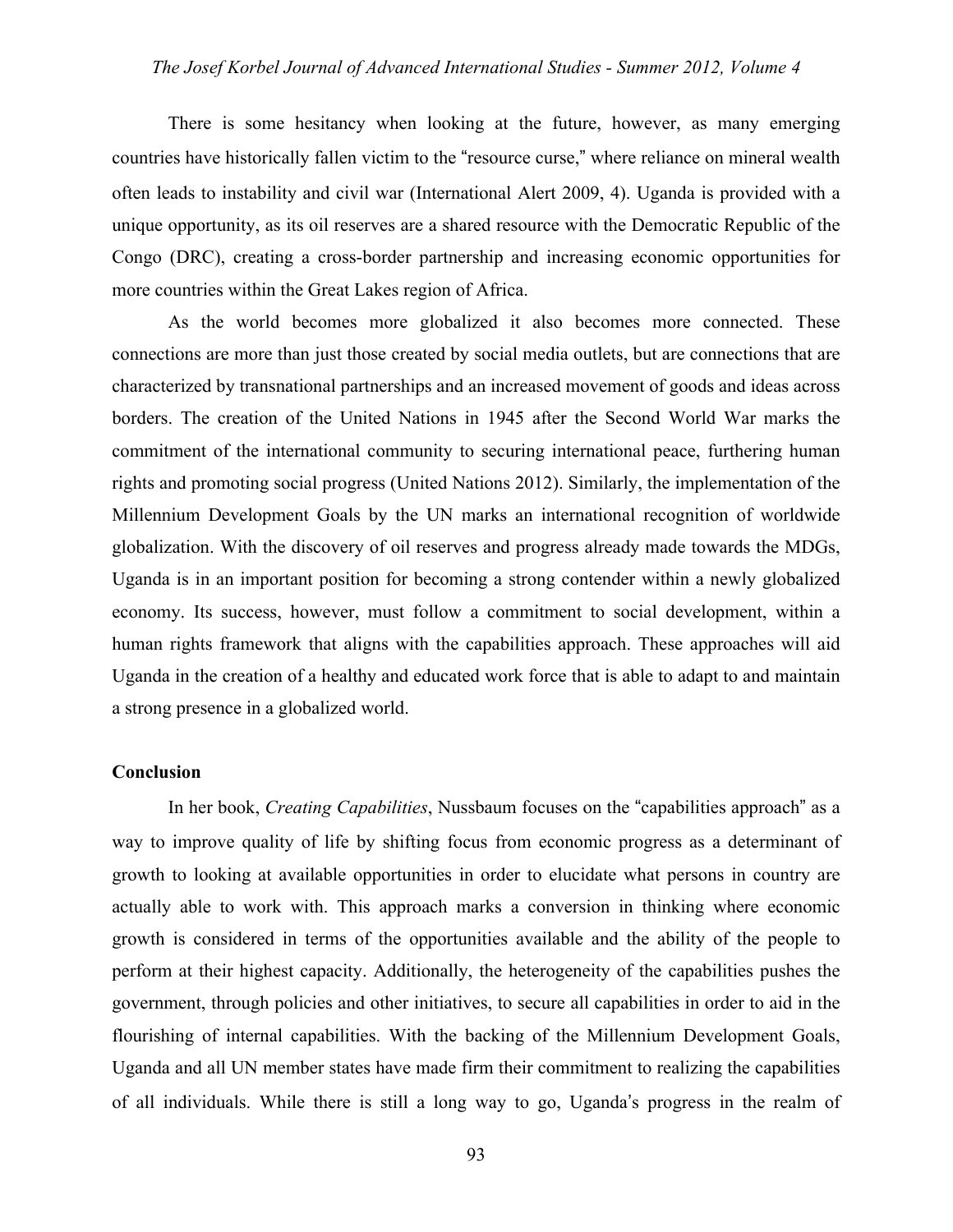There is some hesitancy when looking at the future, however, as many emerging countries have historically fallen victim to the "resource curse," where reliance on mineral wealth often leads to instability and civil war (International Alert 2009, 4). Uganda is provided with a unique opportunity, as its oil reserves are a shared resource with the Democratic Republic of the Congo (DRC), creating a cross-border partnership and increasing economic opportunities for more countries within the Great Lakes region of Africa.

As the world becomes more globalized it also becomes more connected. These connections are more than just those created by social media outlets, but are connections that are characterized by transnational partnerships and an increased movement of goods and ideas across borders. The creation of the United Nations in 1945 after the Second World War marks the commitment of the international community to securing international peace, furthering human rights and promoting social progress (United Nations 2012). Similarly, the implementation of the Millennium Development Goals by the UN marks an international recognition of worldwide globalization. With the discovery of oil reserves and progress already made towards the MDGs, Uganda is in an important position for becoming a strong contender within a newly globalized economy. Its success, however, must follow a commitment to social development, within a human rights framework that aligns with the capabilities approach. These approaches will aid Uganda in the creation of a healthy and educated work force that is able to adapt to and maintain a strong presence in a globalized world.

**Conclusion**

In her book, *Creating Capabilities*, Nussbaum focuses on the "capabilities approach" as a way to improve quality of life by shifting focus from economic progress as a determinant of growth to looking at available opportunities in order to elucidate what persons in country are actually able to work with. This approach marks a conversion in thinking where economic growth is considered in terms of the opportunities available and the ability of the people to perform at their highest capacity. Additionally, the heterogeneity of the capabilities pushes the government, through policies and other initiatives, to secure all capabilities in order to aid in the flourishing of internal capabilities. With the backing of the Millennium Development Goals, Uganda and all UN member states have made firm their commitment to realizing the capabilities of all individuals. While there is still a long way to go, Uganda's progress in the realm of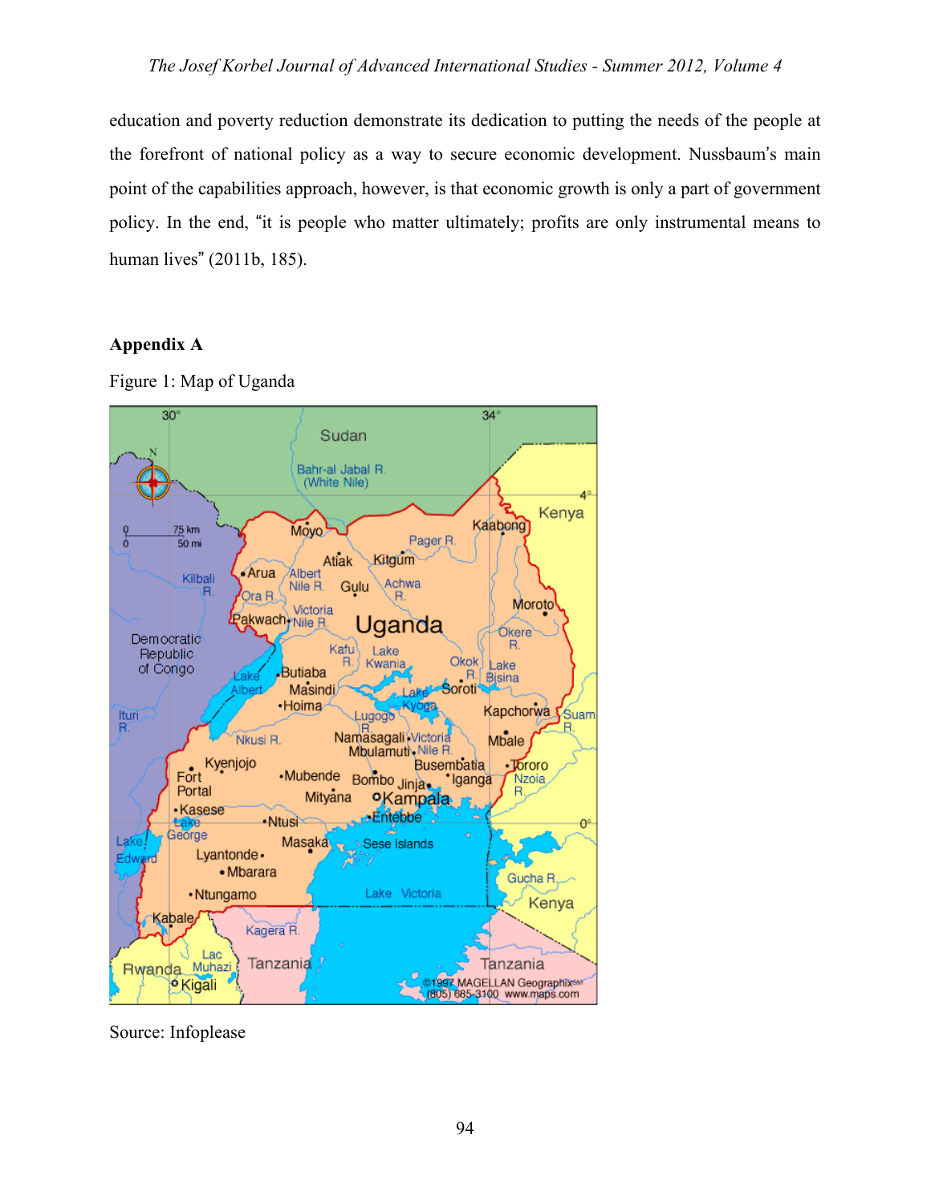education and poverty reduction demonstrate its dedication to putting the needs of the people at the forefront of national policy as a way to secure economic development. Nussbaum's main point of the capabilities approach, however, is that economic growth is only a part of government policy. In the end, "it is people who matter ultimately; profits are only instrumental means to human lives" (2011b, 185).

**Appendix A**

Figure 1: Map of Uganda

Source: Infoplease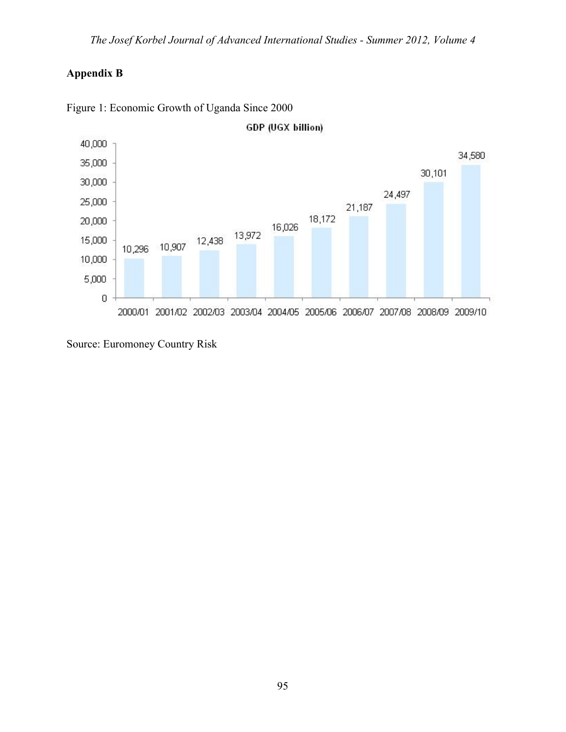## Appendix B

Figure 1: Economic Growth of Uganda Since 2000

**GDP (UGX billion)**

| Year | GDP (UGX billion) |
|---|---|
| 2000/01 | 10,296 |
| 2001/02 | 10,907 |
| 2002/03 | 12,438 |
| 2003/04 | 13,972 |
| 2004/05 | 16,026 |
| 2005/06 | 18,172 |
| 2006/07 | 21,187 |
| 2007/08 | 24,497 |
| 2008/09 | 30,101 |
| 2009/10 | 34,580 |

Source: Euromoney Country Risk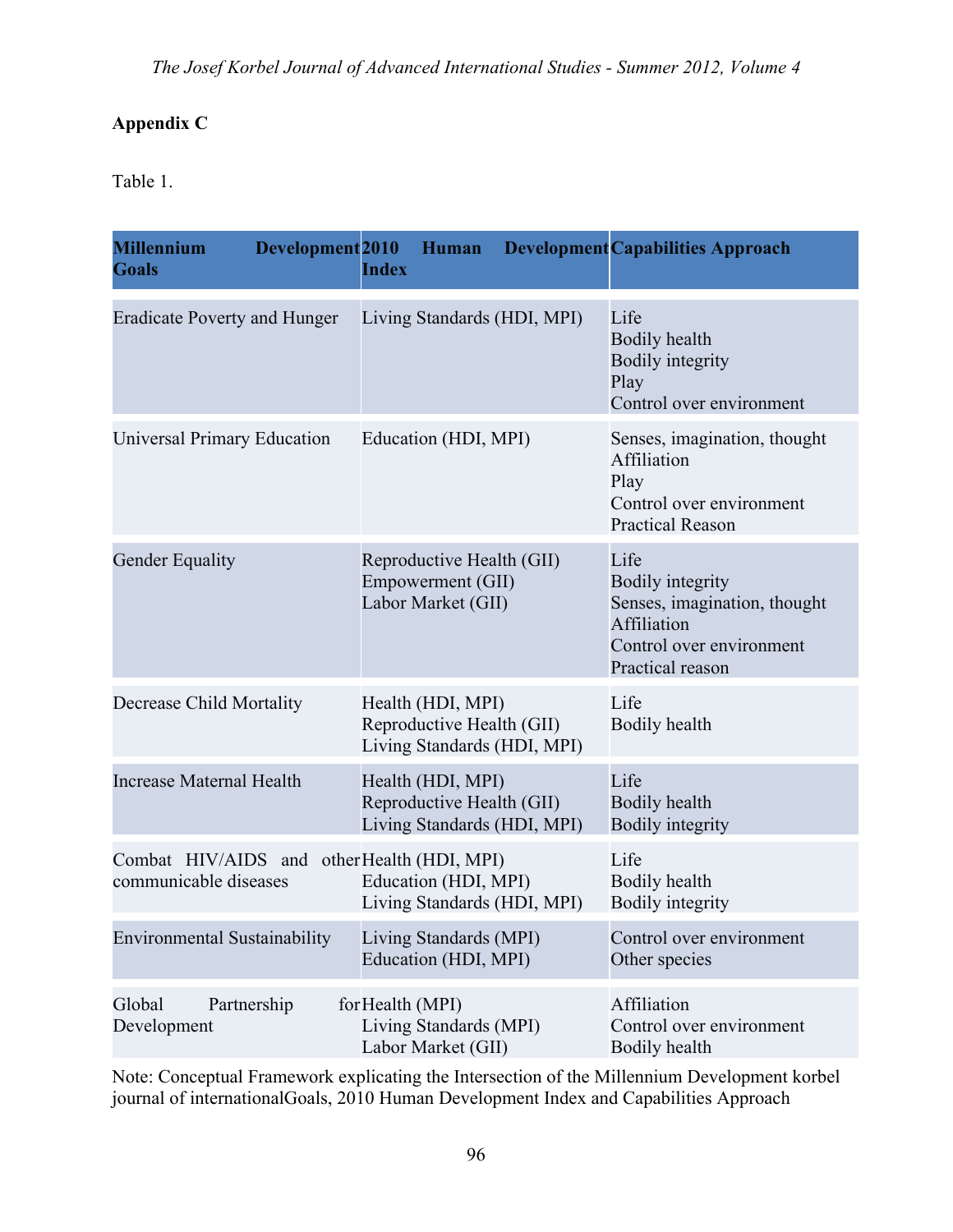## Appendix C

Table 1.

| Millennium Development Goals | 2010 Human Development Index | Capabilities Approach |
|---|---|---|
| Eradicate Poverty and Hunger | Living Standards (HDI, MPI) | Life<br>Bodily health<br>Bodily integrity<br>Play<br>Control over environment |
| Universal Primary Education | Education (HDI, MPI) | Senses, imagination, thought<br>Affiliation<br>Play<br>Control over environment<br>Practical Reason |
| Gender Equality | Reproductive Health (GII)<br>Empowerment (GII)<br>Labor Market (GII) | Life<br>Bodily integrity<br>Senses, imagination, thought<br>Affiliation<br>Control over environment<br>Practical reason |
| Decrease Child Mortality | Health (HDI, MPI)<br>Reproductive Health (GII)<br>Living Standards (HDI, MPI) | Life<br>Bodily health |
| Increase Maternal Health | Health (HDI, MPI)<br>Reproductive Health (GII)<br>Living Standards (HDI, MPI) | Life<br>Bodily health<br>Bodily integrity |
| Combat HIV/AIDS and other communicable diseases | Health (HDI, MPI)<br>Education (HDI, MPI)<br>Living Standards (HDI, MPI) | Life<br>Bodily health<br>Bodily integrity |
| Environmental Sustainability | Living Standards (MPI)<br>Education (HDI, MPI) | Control over environment<br>Other species |
| Global Partnership for Development | Health (MPI)<br>Living Standards (MPI)<br>Labor Market (GII) | Affiliation<br>Control over environment<br>Bodily health |

Note: Conceptual Framework explicating the Intersection of the Millennium Development korbel journal of internationalGoals, 2010 Human Development Index and Capabilities Approach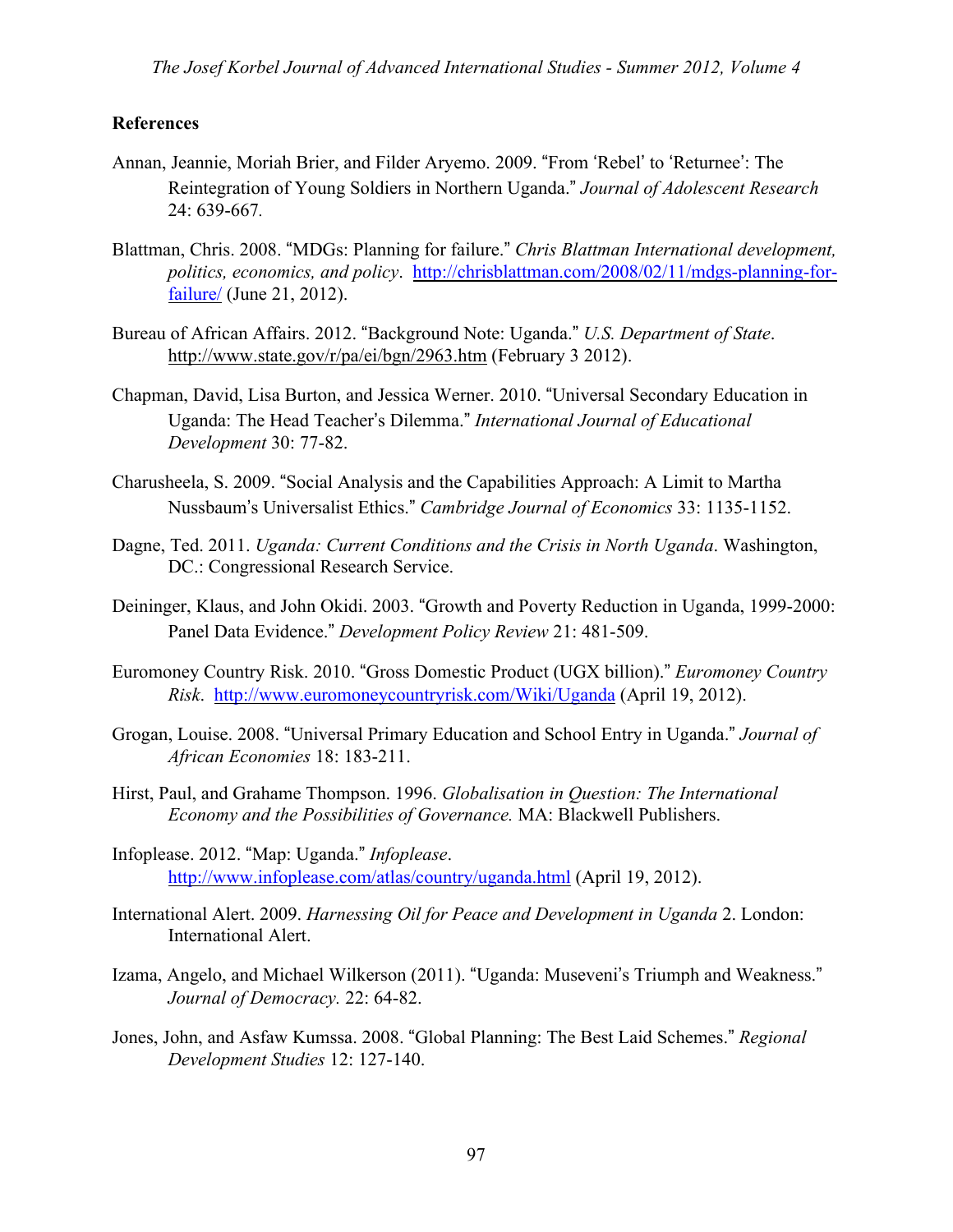**References**

Annan, Jeannie, Moriah Brier, and Filder Aryemo. 2009. "From 'Rebel' to 'Returnee': The Reintegration of Young Soldiers in Northern Uganda." *Journal of Adolescent Research* 24: 639-667.

Blattman, Chris. 2008. "MDGs: Planning for failure." *Chris Blattman International development, politics, economics, and policy*. http://chrisblattman.com/2008/02/11/mdgs-planning-for-failure/ (June 21, 2012).

Bureau of African Affairs. 2012. "Background Note: Uganda." *U.S. Department of State*. http://www.state.gov/r/pa/ei/bgn/2963.htm (February 3 2012).

Chapman, David, Lisa Burton, and Jessica Werner. 2010. "Universal Secondary Education in Uganda: The Head Teacher's Dilemma." *International Journal of Educational Development* 30: 77-82.

Charusheela, S. 2009. "Social Analysis and the Capabilities Approach: A Limit to Martha Nussbaum's Universalist Ethics." *Cambridge Journal of Economics* 33: 1135-1152.

Dagne, Ted. 2011. *Uganda: Current Conditions and the Crisis in North Uganda*. Washington, DC.: Congressional Research Service.

Deininger, Klaus, and John Okidi. 2003. "Growth and Poverty Reduction in Uganda, 1999-2000: Panel Data Evidence." *Development Policy Review* 21: 481-509.

Euromoney Country Risk. 2010. "Gross Domestic Product (UGX billion)." *Euromoney Country Risk*. http://www.euromoneycountryrisk.com/Wiki/Uganda (April 19, 2012).

Grogan, Louise. 2008. "Universal Primary Education and School Entry in Uganda." *Journal of African Economies* 18: 183-211.

Hirst, Paul, and Grahame Thompson. 1996. *Globalisation in Question: The International Economy and the Possibilities of Governance.* MA: Blackwell Publishers.

Infoplease. 2012. "Map: Uganda." *Infoplease*. http://www.infoplease.com/atlas/country/uganda.html (April 19, 2012).

International Alert. 2009. *Harnessing Oil for Peace and Development in Uganda* 2. London: International Alert.

Izama, Angelo, and Michael Wilkerson (2011). "Uganda: Museveni's Triumph and Weakness." *Journal of Democracy.* 22: 64-82.

Jones, John, and Asfaw Kumssa. 2008. "Global Planning: The Best Laid Schemes." *Regional Development Studies* 12: 127-140.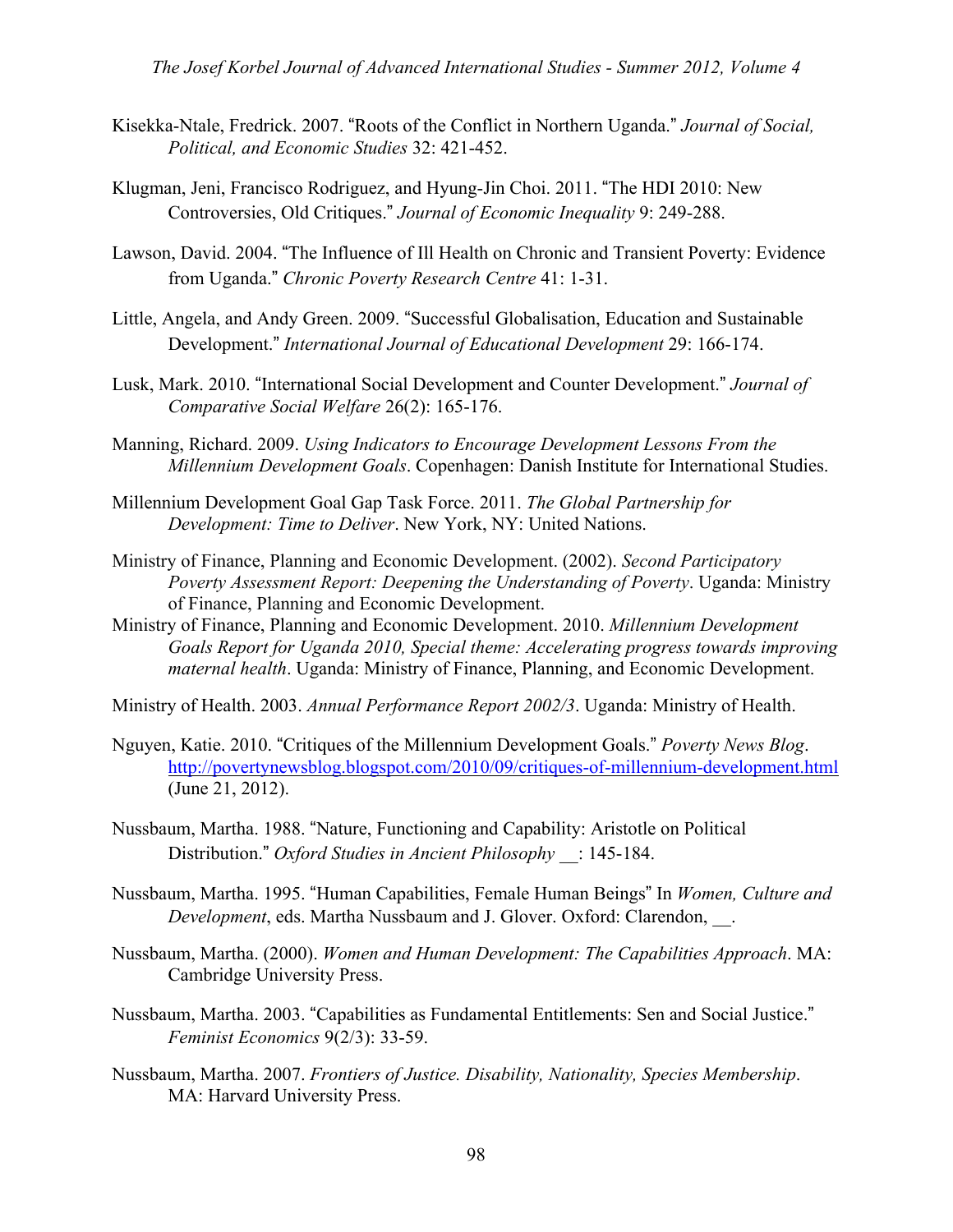Kisekka-Ntale, Fredrick. 2007. "Roots of the Conflict in Northern Uganda." *Journal of Social, Political, and Economic Studies* 32: 421-452.

Klugman, Jeni, Francisco Rodriguez, and Hyung-Jin Choi. 2011. "The HDI 2010: New Controversies, Old Critiques." *Journal of Economic Inequality* 9: 249-288.

Lawson, David. 2004. "The Influence of Ill Health on Chronic and Transient Poverty: Evidence from Uganda." *Chronic Poverty Research Centre* 41: 1-31.

Little, Angela, and Andy Green. 2009. "Successful Globalisation, Education and Sustainable Development." *International Journal of Educational Development* 29: 166-174.

Lusk, Mark. 2010. "International Social Development and Counter Development." *Journal of Comparative Social Welfare* 26(2): 165-176.

Manning, Richard. 2009. *Using Indicators to Encourage Development Lessons From the Millennium Development Goals*. Copenhagen: Danish Institute for International Studies.

Millennium Development Goal Gap Task Force. 2011. *The Global Partnership for Development: Time to Deliver*. New York, NY: United Nations.

Ministry of Finance, Planning and Economic Development. (2002). *Second Participatory Poverty Assessment Report: Deepening the Understanding of Poverty*. Uganda: Ministry of Finance, Planning and Economic Development.

Ministry of Finance, Planning and Economic Development. 2010. *Millennium Development Goals Report for Uganda 2010, Special theme: Accelerating progress towards improving maternal health*. Uganda: Ministry of Finance, Planning, and Economic Development.

Ministry of Health. 2003. *Annual Performance Report 2002/3*. Uganda: Ministry of Health.

Nguyen, Katie. 2010. "Critiques of the Millennium Development Goals." *Poverty News Blog*. http://povertynewsblog.blogspot.com/2010/09/critiques-of-millennium-development.html (June 21, 2012).

Nussbaum, Martha. 1988. "Nature, Functioning and Capability: Aristotle on Political Distribution." *Oxford Studies in Ancient Philosophy* __: 145-184.

Nussbaum, Martha. 1995. "Human Capabilities, Female Human Beings" In *Women, Culture and Development*, eds. Martha Nussbaum and J. Glover. Oxford: Clarendon, __.

Nussbaum, Martha. (2000). *Women and Human Development: The Capabilities Approach*. MA: Cambridge University Press.

Nussbaum, Martha. 2003. "Capabilities as Fundamental Entitlements: Sen and Social Justice." *Feminist Economics* 9(2/3): 33-59.

Nussbaum, Martha. 2007. *Frontiers of Justice. Disability, Nationality, Species Membership*. MA: Harvard University Press.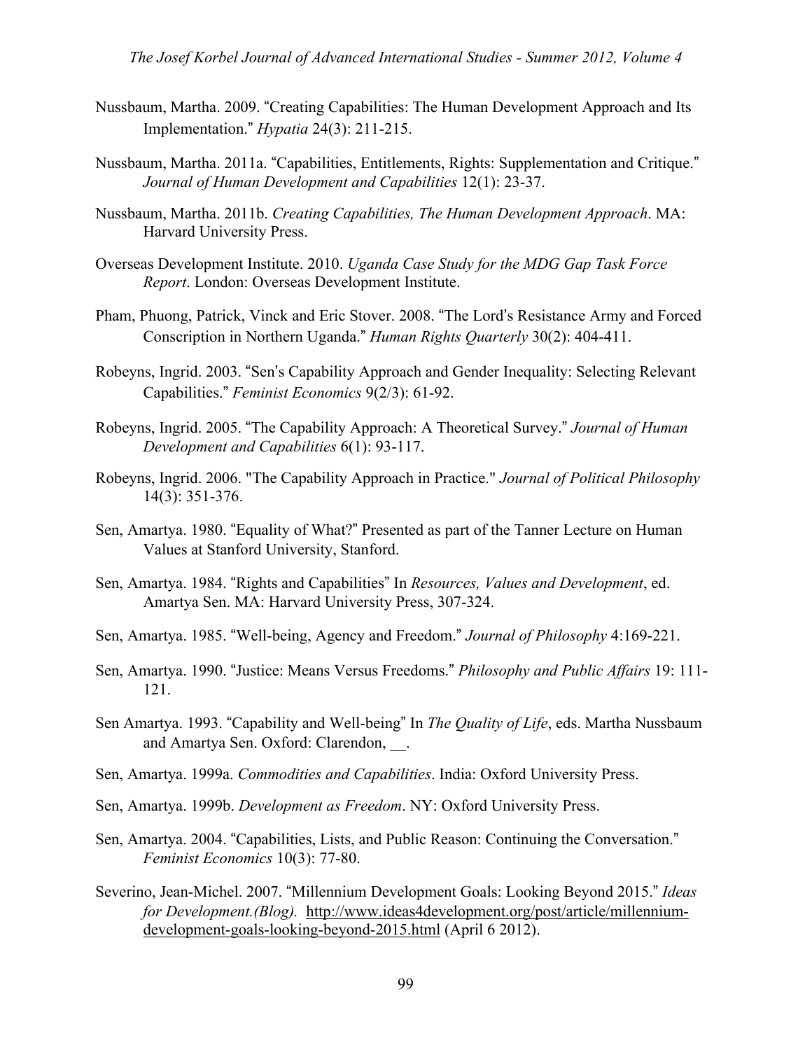Nussbaum, Martha. 2009. "Creating Capabilities: The Human Development Approach and Its Implementation." *Hypatia* 24(3): 211-215.

Nussbaum, Martha. 2011a. "Capabilities, Entitlements, Rights: Supplementation and Critique." *Journal of Human Development and Capabilities* 12(1): 23-37.

Nussbaum, Martha. 2011b. *Creating Capabilities, The Human Development Approach*. MA: Harvard University Press.

Overseas Development Institute. 2010. *Uganda Case Study for the MDG Gap Task Force Report*. London: Overseas Development Institute.

Pham, Phuong, Patrick, Vinck and Eric Stover. 2008. "The Lord's Resistance Army and Forced Conscription in Northern Uganda." *Human Rights Quarterly* 30(2): 404-411.

Robeyns, Ingrid. 2003. "Sen's Capability Approach and Gender Inequality: Selecting Relevant Capabilities." *Feminist Economics* 9(2/3): 61-92.

Robeyns, Ingrid. 2005. "The Capability Approach: A Theoretical Survey." *Journal of Human Development and Capabilities* 6(1): 93-117.

Robeyns, Ingrid. 2006. "The Capability Approach in Practice." *Journal of Political Philosophy* 14(3): 351-376.

Sen, Amartya. 1980. "Equality of What?" Presented as part of the Tanner Lecture on Human Values at Stanford University, Stanford.

Sen, Amartya. 1984. "Rights and Capabilities" In *Resources, Values and Development*, ed. Amartya Sen. MA: Harvard University Press, 307-324.

Sen, Amartya. 1985. "Well-being, Agency and Freedom." *Journal of Philosophy* 4:169-221.

Sen, Amartya. 1990. "Justice: Means Versus Freedoms." *Philosophy and Public Affairs* 19: 111-121.

Sen Amartya. 1993. "Capability and Well-being" In *The Quality of Life*, eds. Martha Nussbaum and Amartya Sen. Oxford: Clarendon, __.

Sen, Amartya. 1999a. *Commodities and Capabilities*. India: Oxford University Press.

Sen, Amartya. 1999b. *Development as Freedom*. NY: Oxford University Press.

Sen, Amartya. 2004. "Capabilities, Lists, and Public Reason: Continuing the Conversation." *Feminist Economics* 10(3): 77-80.

Severino, Jean-Michel. 2007. "Millennium Development Goals: Looking Beyond 2015." *Ideas for Development.(Blog)*. http://www.ideas4development.org/post/article/millennium-development-goals-looking-beyond-2015.html (April 6 2012).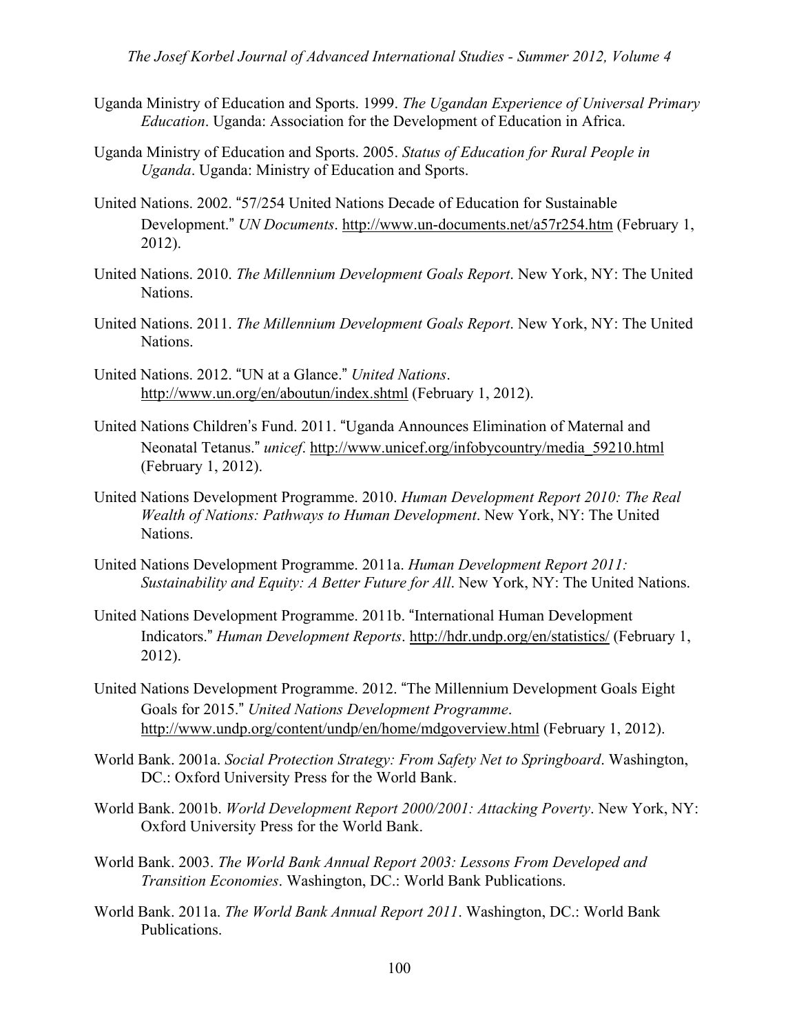Uganda Ministry of Education and Sports. 1999. *The Ugandan Experience of Universal Primary Education*. Uganda: Association for the Development of Education in Africa.

Uganda Ministry of Education and Sports. 2005. *Status of Education for Rural People in Uganda*. Uganda: Ministry of Education and Sports.

United Nations. 2002. "57/254 United Nations Decade of Education for Sustainable Development." *UN Documents*. http://www.un-documents.net/a57r254.htm (February 1, 2012).

United Nations. 2010. *The Millennium Development Goals Report*. New York, NY: The United Nations.

United Nations. 2011. *The Millennium Development Goals Report*. New York, NY: The United Nations.

United Nations. 2012. "UN at a Glance." *United Nations*. http://www.un.org/en/aboutun/index.shtml (February 1, 2012).

United Nations Children's Fund. 2011. "Uganda Announces Elimination of Maternal and Neonatal Tetanus." *unicef*. http://www.unicef.org/infobycountry/media_59210.html (February 1, 2012).

United Nations Development Programme. 2010. *Human Development Report 2010: The Real Wealth of Nations: Pathways to Human Development*. New York, NY: The United Nations.

United Nations Development Programme. 2011a. *Human Development Report 2011: Sustainability and Equity: A Better Future for All*. New York, NY: The United Nations.

United Nations Development Programme. 2011b. "International Human Development Indicators." *Human Development Reports*. http://hdr.undp.org/en/statistics/ (February 1, 2012).

United Nations Development Programme. 2012. "The Millennium Development Goals Eight Goals for 2015." *United Nations Development Programme*. http://www.undp.org/content/undp/en/home/mdgoverview.html (February 1, 2012).

World Bank. 2001a. *Social Protection Strategy: From Safety Net to Springboard*. Washington, DC.: Oxford University Press for the World Bank.

World Bank. 2001b. *World Development Report 2000/2001: Attacking Poverty*. New York, NY: Oxford University Press for the World Bank.

World Bank. 2003. *The World Bank Annual Report 2003: Lessons From Developed and Transition Economies*. Washington, DC.: World Bank Publications.

World Bank. 2011a. *The World Bank Annual Report 2011*. Washington, DC.: World Bank Publications.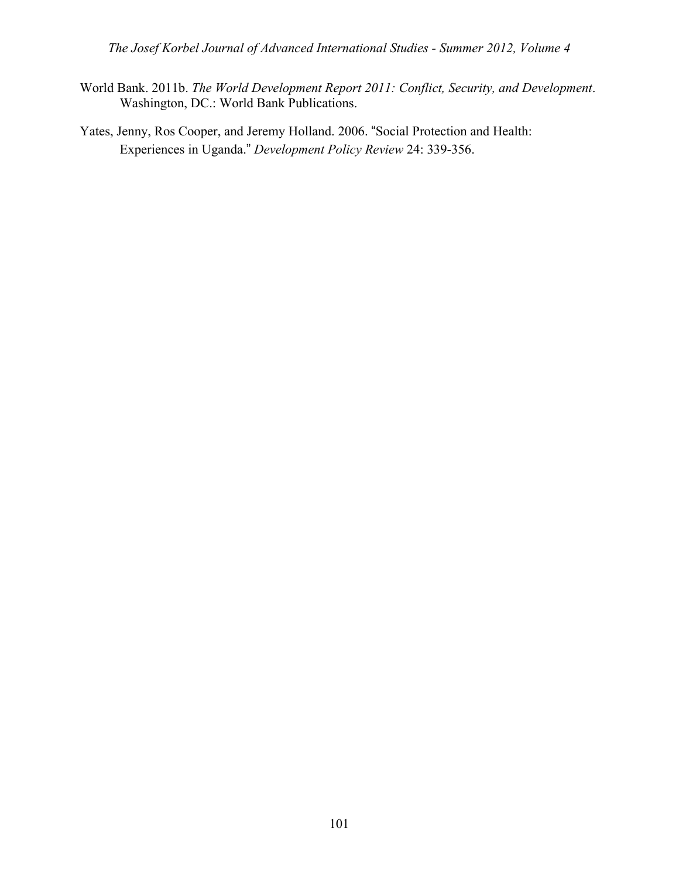World Bank. 2011b. *The World Development Report 2011: Conflict, Security, and Development*. Washington, DC.: World Bank Publications.

Yates, Jenny, Ros Cooper, and Jeremy Holland. 2006. "Social Protection and Health: Experiences in Uganda." *Development Policy Review* 24: 339-356.